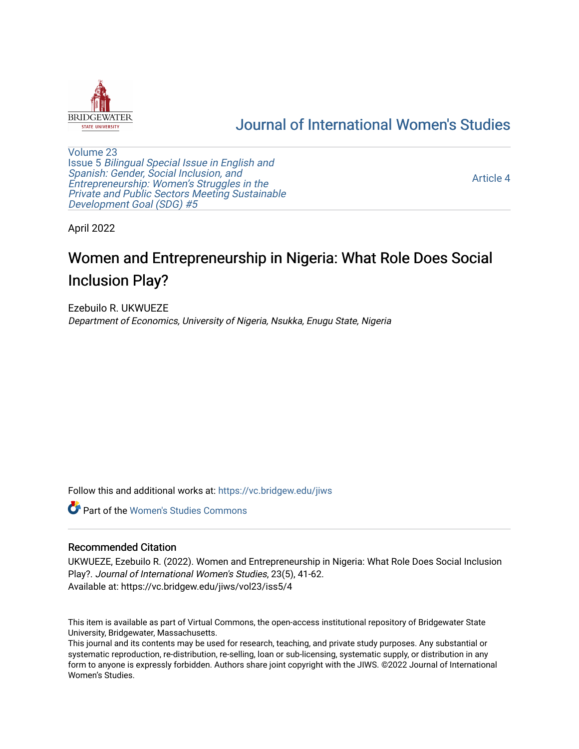# Journal of International Women's Studies

Volume 23
Issue 5 *Bilingual Special Issue in English and Spanish: Gender, Social Inclusion, and Entrepreneurship: Women's Struggles in the Private and Public Sectors Meeting Sustainable Development Goal (SDG) #5*

Article 4

April 2022

# Women and Entrepreneurship in Nigeria: What Role Does Social Inclusion Play?

Ezebuilo R. UKWUEZE
*Department of Economics, University of Nigeria, Nsukka, Enugu State, Nigeria*

Follow this and additional works at: https://vc.bridgew.edu/jiws

Part of the Women's Studies Commons

## Recommended Citation

UKWUEZE, Ezebuilo R. (2022). Women and Entrepreneurship in Nigeria: What Role Does Social Inclusion Play?. *Journal of International Women's Studies*, 23(5), 41-62.
Available at: https://vc.bridgew.edu/jiws/vol23/iss5/4

This item is available as part of Virtual Commons, the open-access institutional repository of Bridgewater State University, Bridgewater, Massachusetts.
This journal and its contents may be used for research, teaching, and private study purposes. Any substantial or systematic reproduction, re-distribution, re-selling, loan or sub-licensing, systematic supply, or distribution in any form to anyone is expressly forbidden. Authors share joint copyright with the JIWS. ©2022 Journal of International Women's Studies.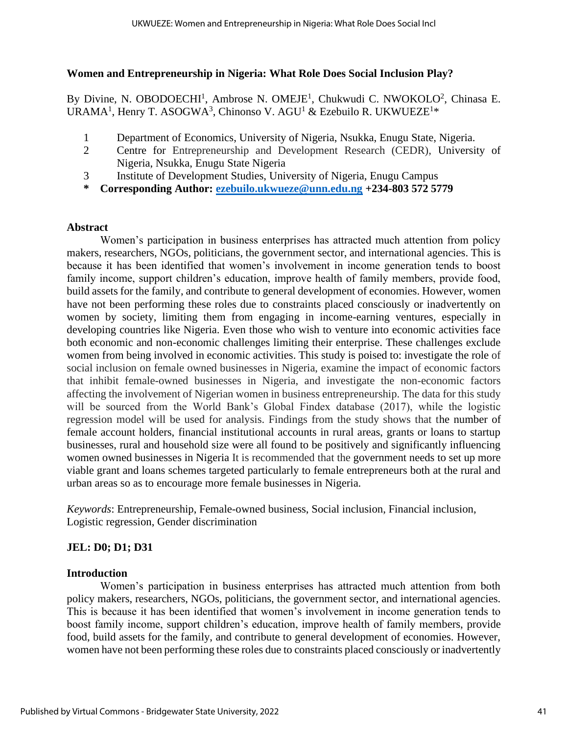## Women and Entrepreneurship in Nigeria: What Role Does Social Inclusion Play?

By Divine, N. OBODOECHI[1], Ambrose N. OMEJE[1], Chukwudi C. NWOKOLO[2], Chinasa E. URAMA[1], Henry T. ASOGWA[3], Chinonso V. AGU[1] & Ezebuilo R. UKWUEZE[1]*

1 Department of Economics, University of Nigeria, Nsukka, Enugu State, Nigeria.
2 Centre for Entrepreneurship and Development Research (CEDR), University of Nigeria, Nsukka, Enugu State Nigeria
3 Institute of Development Studies, University of Nigeria, Enugu Campus
\* **Corresponding Author: ezebuilo.ukwueze@unn.edu.ng +234-803 572 5779**

### Abstract

Women's participation in business enterprises has attracted much attention from policy makers, researchers, NGOs, politicians, the government sector, and international agencies. This is because it has been identified that women's involvement in income generation tends to boost family income, support children's education, improve health of family members, provide food, build assets for the family, and contribute to general development of economies. However, women have not been performing these roles due to constraints placed consciously or inadvertently on women by society, limiting them from engaging in income-earning ventures, especially in developing countries like Nigeria. Even those who wish to venture into economic activities face both economic and non-economic challenges limiting their enterprise. These challenges exclude women from being involved in economic activities. This study is poised to: investigate the role of social inclusion on female owned businesses in Nigeria, examine the impact of economic factors that inhibit female-owned businesses in Nigeria, and investigate the non-economic factors affecting the involvement of Nigerian women in business entrepreneurship. The data for this study will be sourced from the World Bank's Global Findex database (2017), while the logistic regression model will be used for analysis. Findings from the study shows that the number of female account holders, financial institutional accounts in rural areas, grants or loans to startup businesses, rural and household size were all found to be positively and significantly influencing women owned businesses in Nigeria It is recommended that the government needs to set up more viable grant and loans schemes targeted particularly to female entrepreneurs both at the rural and urban areas so as to encourage more female businesses in Nigeria.

*Keywords*: Entrepreneurship, Female-owned business, Social inclusion, Financial inclusion, Logistic regression, Gender discrimination

**JEL: D0; D1; D31**

### Introduction

Women's participation in business enterprises has attracted much attention from both policy makers, researchers, NGOs, politicians, the government sector, and international agencies. This is because it has been identified that women's involvement in income generation tends to boost family income, support children's education, improve health of family members, provide food, build assets for the family, and contribute to general development of economies. However, women have not been performing these roles due to constraints placed consciously or inadvertently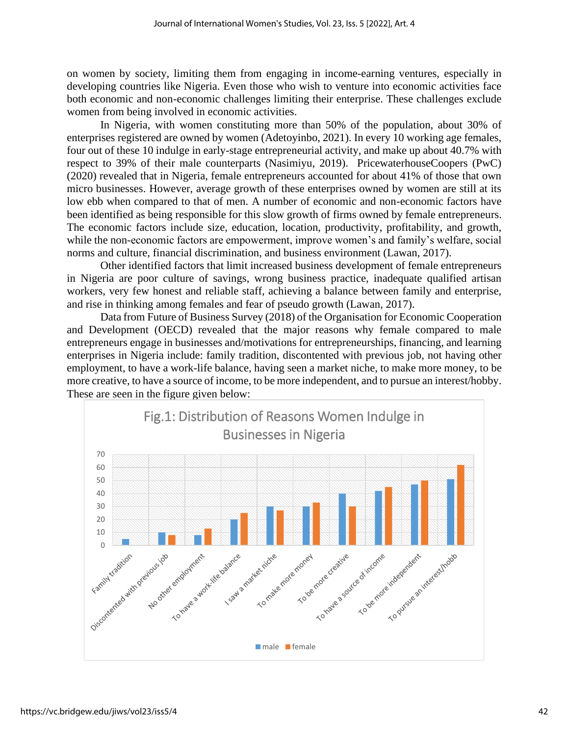on women by society, limiting them from engaging in income-earning ventures, especially in developing countries like Nigeria. Even those who wish to venture into economic activities face both economic and non-economic challenges limiting their enterprise. These challenges exclude women from being involved in economic activities.

In Nigeria, with women constituting more than 50% of the population, about 30% of enterprises registered are owned by women (Adetoyinbo, 2021). In every 10 working age females, four out of these 10 indulge in early-stage entrepreneurial activity, and make up about 40.7% with respect to 39% of their male counterparts (Nasimiyu, 2019). PricewaterhouseCoopers (PwC) (2020) revealed that in Nigeria, female entrepreneurs accounted for about 41% of those that own micro businesses. However, average growth of these enterprises owned by women are still at its low ebb when compared to that of men. A number of economic and non-economic factors have been identified as being responsible for this slow growth of firms owned by female entrepreneurs. The economic factors include size, education, location, productivity, profitability, and growth, while the non-economic factors are empowerment, improve women's and family's welfare, social norms and culture, financial discrimination, and business environment (Lawan, 2017).

Other identified factors that limit increased business development of female entrepreneurs in Nigeria are poor culture of savings, wrong business practice, inadequate qualified artisan workers, very few honest and reliable staff, achieving a balance between family and enterprise, and rise in thinking among females and fear of pseudo growth (Lawan, 2017).

Data from Future of Business Survey (2018) of the Organisation for Economic Cooperation and Development (OECD) revealed that the major reasons why female compared to male entrepreneurs engage in businesses and/motivations for entrepreneurships, financing, and learning enterprises in Nigeria include: family tradition, discontented with previous job, not having other employment, to have a work-life balance, having seen a market niche, to make more money, to be more creative, to have a source of income, to be more independent, and to pursue an interest/hobby. These are seen in the figure given below:

Fig.1: Distribution of Reasons Women Indulge in Businesses in Nigeria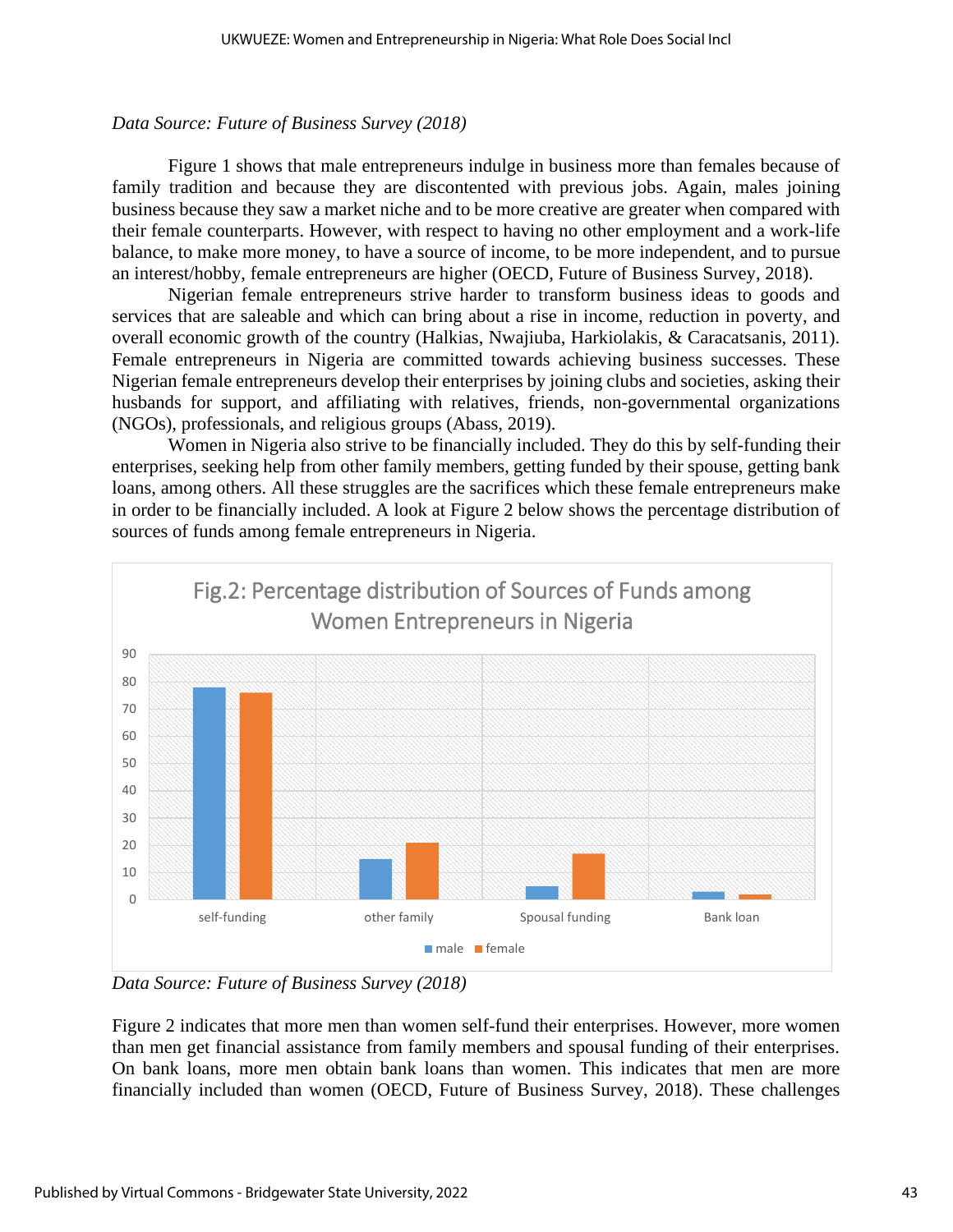*Data Source: Future of Business Survey (2018)*

Figure 1 shows that male entrepreneurs indulge in business more than females because of family tradition and because they are discontented with previous jobs. Again, males joining business because they saw a market niche and to be more creative are greater when compared with their female counterparts. However, with respect to having no other employment and a work-life balance, to make more money, to have a source of income, to be more independent, and to pursue an interest/hobby, female entrepreneurs are higher (OECD, Future of Business Survey, 2018).

Nigerian female entrepreneurs strive harder to transform business ideas to goods and services that are saleable and which can bring about a rise in income, reduction in poverty, and overall economic growth of the country (Halkias, Nwajiuba, Harkiolakis, & Caracatsanis, 2011). Female entrepreneurs in Nigeria are committed towards achieving business successes. These Nigerian female entrepreneurs develop their enterprises by joining clubs and societies, asking their husbands for support, and affiliating with relatives, friends, non-governmental organizations (NGOs), professionals, and religious groups (Abass, 2019).

Women in Nigeria also strive to be financially included. They do this by self-funding their enterprises, seeking help from other family members, getting funded by their spouse, getting bank loans, among others. All these struggles are the sacrifices which these female entrepreneurs make in order to be financially included. A look at Figure 2 below shows the percentage distribution of sources of funds among female entrepreneurs in Nigeria.

Fig.2: Percentage distribution of Sources of Funds among Women Entrepreneurs in Nigeria

*Data Source: Future of Business Survey (2018)*

Figure 2 indicates that more men than women self-fund their enterprises. However, more women than men get financial assistance from family members and spousal funding of their enterprises. On bank loans, more men obtain bank loans than women. This indicates that men are more financially included than women (OECD, Future of Business Survey, 2018). These challenges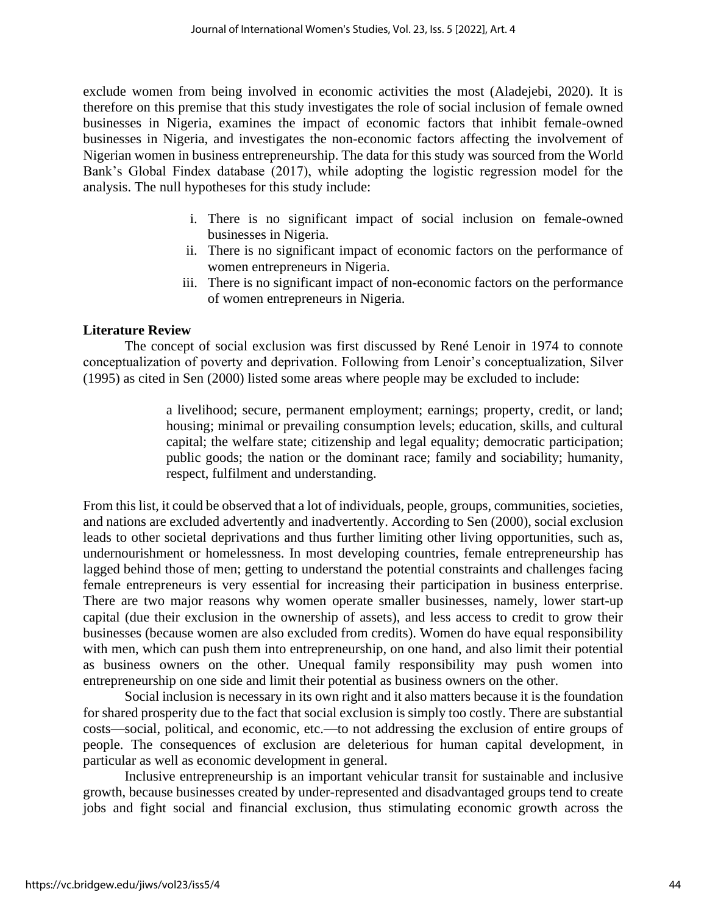exclude women from being involved in economic activities the most (Aladejebi, 2020). It is therefore on this premise that this study investigates the role of social inclusion of female owned businesses in Nigeria, examines the impact of economic factors that inhibit female-owned businesses in Nigeria, and investigates the non-economic factors affecting the involvement of Nigerian women in business entrepreneurship. The data for this study was sourced from the World Bank's Global Findex database (2017), while adopting the logistic regression model for the analysis. The null hypotheses for this study include:

i. There is no significant impact of social inclusion on female-owned businesses in Nigeria.
ii. There is no significant impact of economic factors on the performance of women entrepreneurs in Nigeria.
iii. There is no significant impact of non-economic factors on the performance of women entrepreneurs in Nigeria.

## Literature Review

The concept of social exclusion was first discussed by René Lenoir in 1974 to connote conceptualization of poverty and deprivation. Following from Lenoir's conceptualization, Silver (1995) as cited in Sen (2000) listed some areas where people may be excluded to include:

> a livelihood; secure, permanent employment; earnings; property, credit, or land; housing; minimal or prevailing consumption levels; education, skills, and cultural capital; the welfare state; citizenship and legal equality; democratic participation; public goods; the nation or the dominant race; family and sociability; humanity, respect, fulfilment and understanding.

From this list, it could be observed that a lot of individuals, people, groups, communities, societies, and nations are excluded advertently and inadvertently. According to Sen (2000), social exclusion leads to other societal deprivations and thus further limiting other living opportunities, such as, undernourishment or homelessness. In most developing countries, female entrepreneurship has lagged behind those of men; getting to understand the potential constraints and challenges facing female entrepreneurs is very essential for increasing their participation in business enterprise. There are two major reasons why women operate smaller businesses, namely, lower start-up capital (due their exclusion in the ownership of assets), and less access to credit to grow their businesses (because women are also excluded from credits). Women do have equal responsibility with men, which can push them into entrepreneurship, on one hand, and also limit their potential as business owners on the other. Unequal family responsibility may push women into entrepreneurship on one side and limit their potential as business owners on the other.

Social inclusion is necessary in its own right and it also matters because it is the foundation for shared prosperity due to the fact that social exclusion is simply too costly. There are substantial costs—social, political, and economic, etc.—to not addressing the exclusion of entire groups of people. The consequences of exclusion are deleterious for human capital development, in particular as well as economic development in general.

Inclusive entrepreneurship is an important vehicular transit for sustainable and inclusive growth, because businesses created by under-represented and disadvantaged groups tend to create jobs and fight social and financial exclusion, thus stimulating economic growth across the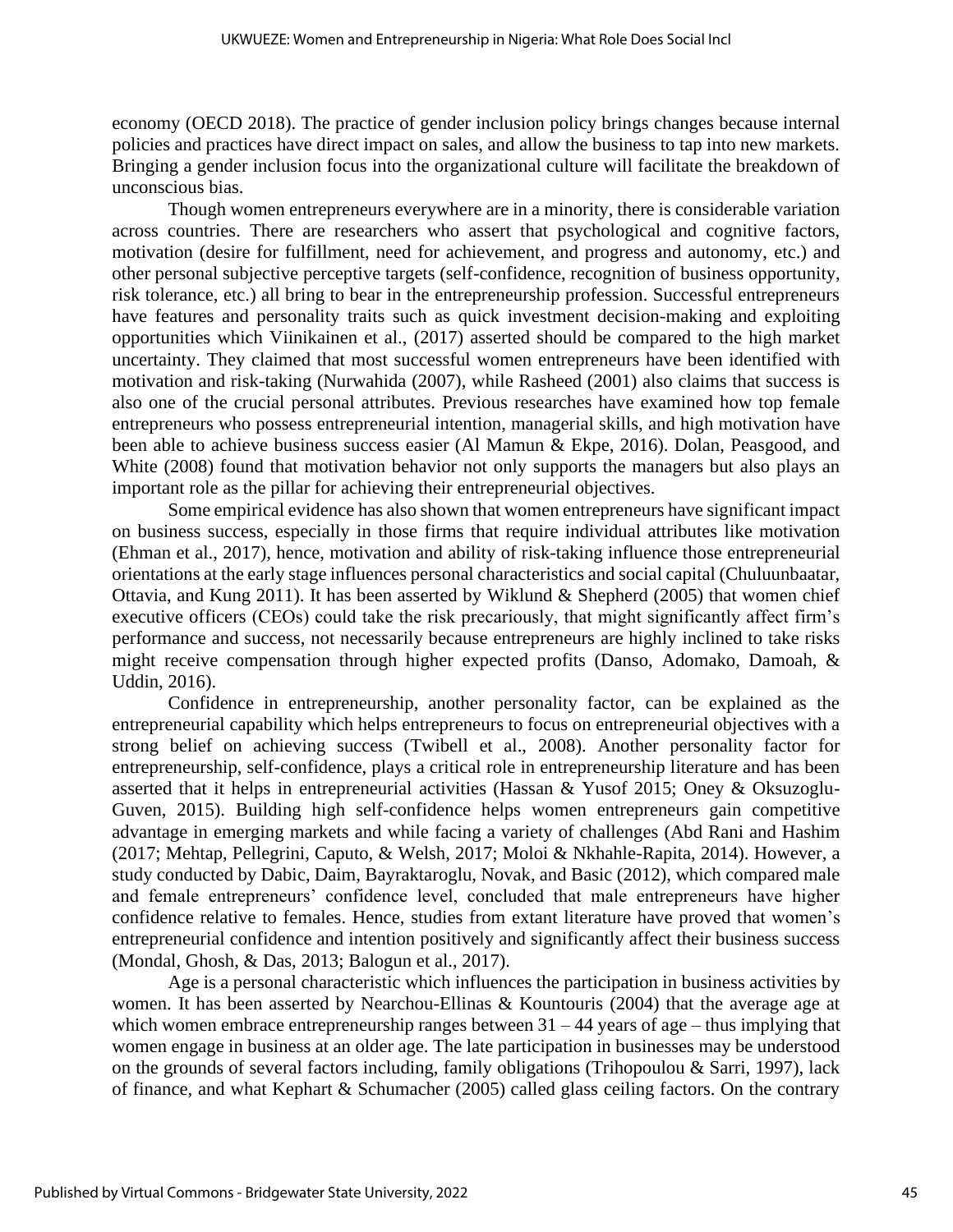economy (OECD 2018). The practice of gender inclusion policy brings changes because internal policies and practices have direct impact on sales, and allow the business to tap into new markets. Bringing a gender inclusion focus into the organizational culture will facilitate the breakdown of unconscious bias.

Though women entrepreneurs everywhere are in a minority, there is considerable variation across countries. There are researchers who assert that psychological and cognitive factors, motivation (desire for fulfillment, need for achievement, and progress and autonomy, etc.) and other personal subjective perceptive targets (self-confidence, recognition of business opportunity, risk tolerance, etc.) all bring to bear in the entrepreneurship profession. Successful entrepreneurs have features and personality traits such as quick investment decision-making and exploiting opportunities which Viinikainen et al., (2017) asserted should be compared to the high market uncertainty. They claimed that most successful women entrepreneurs have been identified with motivation and risk-taking (Nurwahida (2007), while Rasheed (2001) also claims that success is also one of the crucial personal attributes. Previous researches have examined how top female entrepreneurs who possess entrepreneurial intention, managerial skills, and high motivation have been able to achieve business success easier (Al Mamun & Ekpe, 2016). Dolan, Peasgood, and White (2008) found that motivation behavior not only supports the managers but also plays an important role as the pillar for achieving their entrepreneurial objectives.

Some empirical evidence has also shown that women entrepreneurs have significant impact on business success, especially in those firms that require individual attributes like motivation (Ehman et al., 2017), hence, motivation and ability of risk-taking influence those entrepreneurial orientations at the early stage influences personal characteristics and social capital (Chuluunbaatar, Ottavia, and Kung 2011). It has been asserted by Wiklund & Shepherd (2005) that women chief executive officers (CEOs) could take the risk precariously, that might significantly affect firm's performance and success, not necessarily because entrepreneurs are highly inclined to take risks might receive compensation through higher expected profits (Danso, Adomako, Damoah, & Uddin, 2016).

Confidence in entrepreneurship, another personality factor, can be explained as the entrepreneurial capability which helps entrepreneurs to focus on entrepreneurial objectives with a strong belief on achieving success (Twibell et al., 2008). Another personality factor for entrepreneurship, self-confidence, plays a critical role in entrepreneurship literature and has been asserted that it helps in entrepreneurial activities (Hassan & Yusof 2015; Oney & Oksuzoglu-Guven, 2015). Building high self-confidence helps women entrepreneurs gain competitive advantage in emerging markets and while facing a variety of challenges (Abd Rani and Hashim (2017; Mehtap, Pellegrini, Caputo, & Welsh, 2017; Moloi & Nkhahle-Rapita, 2014). However, a study conducted by Dabic, Daim, Bayraktaroglu, Novak, and Basic (2012), which compared male and female entrepreneurs' confidence level, concluded that male entrepreneurs have higher confidence relative to females. Hence, studies from extant literature have proved that women's entrepreneurial confidence and intention positively and significantly affect their business success (Mondal, Ghosh, & Das, 2013; Balogun et al., 2017).

Age is a personal characteristic which influences the participation in business activities by women. It has been asserted by Nearchou-Ellinas & Kountouris (2004) that the average age at which women embrace entrepreneurship ranges between 31 – 44 years of age – thus implying that women engage in business at an older age. The late participation in businesses may be understood on the grounds of several factors including, family obligations (Trihopoulou & Sarri, 1997), lack of finance, and what Kephart & Schumacher (2005) called glass ceiling factors. On the contrary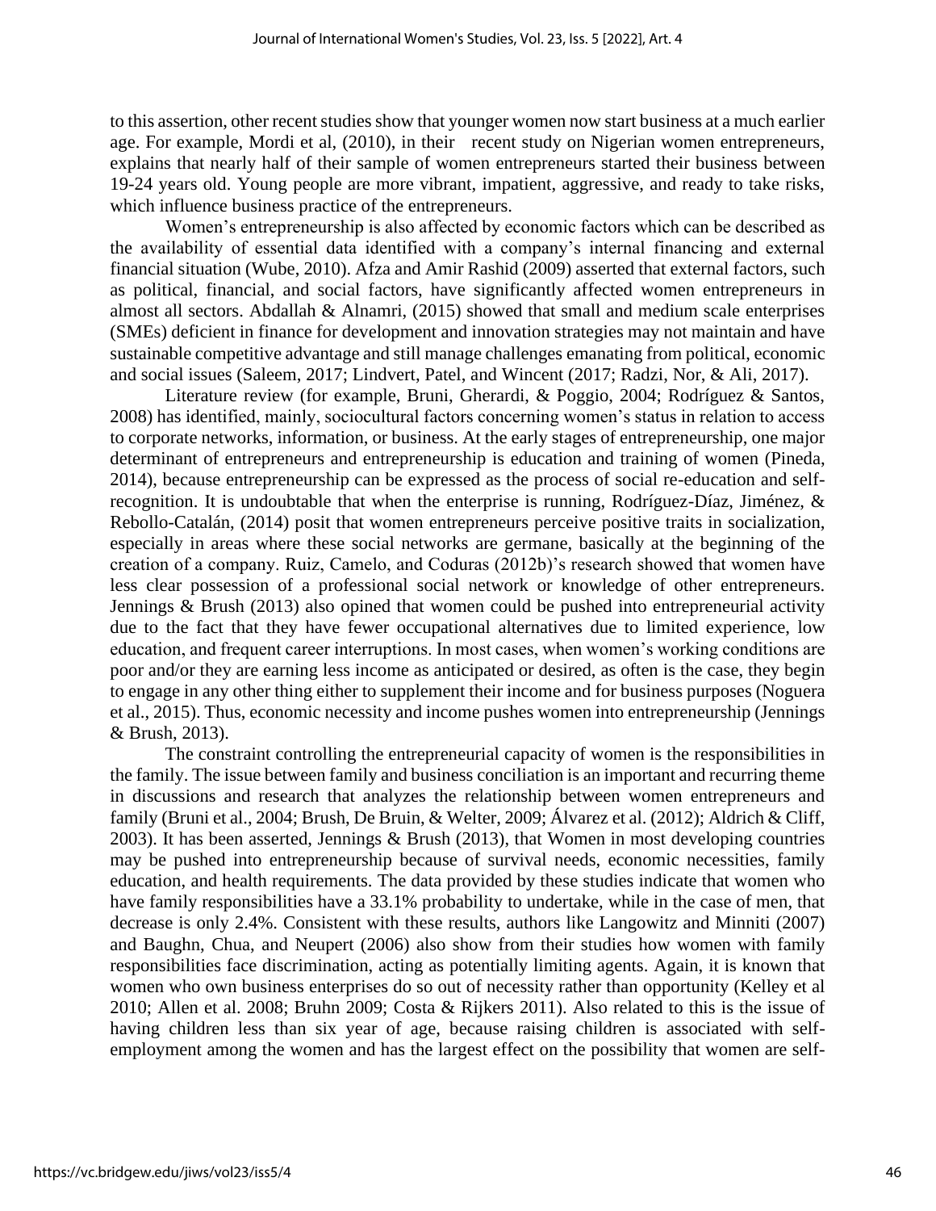to this assertion, other recent studies show that younger women now start business at a much earlier age. For example, Mordi et al, (2010), in their recent study on Nigerian women entrepreneurs, explains that nearly half of their sample of women entrepreneurs started their business between 19-24 years old. Young people are more vibrant, impatient, aggressive, and ready to take risks, which influence business practice of the entrepreneurs.

Women's entrepreneurship is also affected by economic factors which can be described as the availability of essential data identified with a company's internal financing and external financial situation (Wube, 2010). Afza and Amir Rashid (2009) asserted that external factors, such as political, financial, and social factors, have significantly affected women entrepreneurs in almost all sectors. Abdallah & Alnamri, (2015) showed that small and medium scale enterprises (SMEs) deficient in finance for development and innovation strategies may not maintain and have sustainable competitive advantage and still manage challenges emanating from political, economic and social issues (Saleem, 2017; Lindvert, Patel, and Wincent (2017; Radzi, Nor, & Ali, 2017).

Literature review (for example, Bruni, Gherardi, & Poggio, 2004; Rodríguez & Santos, 2008) has identified, mainly, sociocultural factors concerning women's status in relation to access to corporate networks, information, or business. At the early stages of entrepreneurship, one major determinant of entrepreneurs and entrepreneurship is education and training of women (Pineda, 2014), because entrepreneurship can be expressed as the process of social re-education and self-recognition. It is undoubtable that when the enterprise is running, Rodríguez-Díaz, Jiménez, & Rebollo-Catalán, (2014) posit that women entrepreneurs perceive positive traits in socialization, especially in areas where these social networks are germane, basically at the beginning of the creation of a company. Ruiz, Camelo, and Coduras (2012b)'s research showed that women have less clear possession of a professional social network or knowledge of other entrepreneurs. Jennings & Brush (2013) also opined that women could be pushed into entrepreneurial activity due to the fact that they have fewer occupational alternatives due to limited experience, low education, and frequent career interruptions. In most cases, when women's working conditions are poor and/or they are earning less income as anticipated or desired, as often is the case, they begin to engage in any other thing either to supplement their income and for business purposes (Noguera et al., 2015). Thus, economic necessity and income pushes women into entrepreneurship (Jennings & Brush, 2013).

The constraint controlling the entrepreneurial capacity of women is the responsibilities in the family. The issue between family and business conciliation is an important and recurring theme in discussions and research that analyzes the relationship between women entrepreneurs and family (Bruni et al., 2004; Brush, De Bruin, & Welter, 2009; Álvarez et al. (2012); Aldrich & Cliff, 2003). It has been asserted, Jennings & Brush (2013), that Women in most developing countries may be pushed into entrepreneurship because of survival needs, economic necessities, family education, and health requirements. The data provided by these studies indicate that women who have family responsibilities have a 33.1% probability to undertake, while in the case of men, that decrease is only 2.4%. Consistent with these results, authors like Langowitz and Minniti (2007) and Baughn, Chua, and Neupert (2006) also show from their studies how women with family responsibilities face discrimination, acting as potentially limiting agents. Again, it is known that women who own business enterprises do so out of necessity rather than opportunity (Kelley et al 2010; Allen et al. 2008; Bruhn 2009; Costa & Rijkers 2011). Also related to this is the issue of having children less than six year of age, because raising children is associated with self-employment among the women and has the largest effect on the possibility that women are self-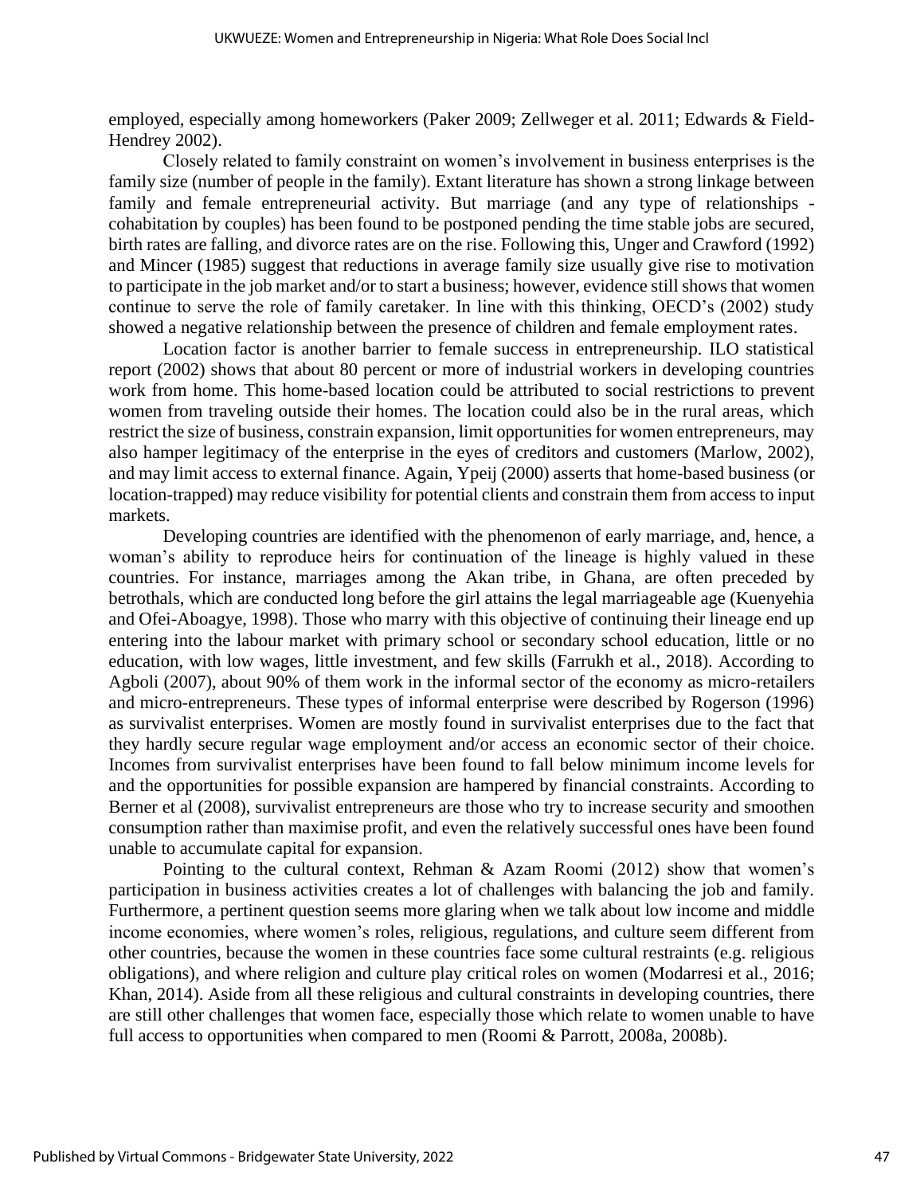employed, especially among homeworkers (Paker 2009; Zellweger et al. 2011; Edwards & Field-Hendrey 2002).

Closely related to family constraint on women's involvement in business enterprises is the family size (number of people in the family). Extant literature has shown a strong linkage between family and female entrepreneurial activity. But marriage (and any type of relationships - cohabitation by couples) has been found to be postponed pending the time stable jobs are secured, birth rates are falling, and divorce rates are on the rise. Following this, Unger and Crawford (1992) and Mincer (1985) suggest that reductions in average family size usually give rise to motivation to participate in the job market and/or to start a business; however, evidence still shows that women continue to serve the role of family caretaker. In line with this thinking, OECD's (2002) study showed a negative relationship between the presence of children and female employment rates.

Location factor is another barrier to female success in entrepreneurship. ILO statistical report (2002) shows that about 80 percent or more of industrial workers in developing countries work from home. This home-based location could be attributed to social restrictions to prevent women from traveling outside their homes. The location could also be in the rural areas, which restrict the size of business, constrain expansion, limit opportunities for women entrepreneurs, may also hamper legitimacy of the enterprise in the eyes of creditors and customers (Marlow, 2002), and may limit access to external finance. Again, Ypeij (2000) asserts that home-based business (or location-trapped) may reduce visibility for potential clients and constrain them from access to input markets.

Developing countries are identified with the phenomenon of early marriage, and, hence, a woman's ability to reproduce heirs for continuation of the lineage is highly valued in these countries. For instance, marriages among the Akan tribe, in Ghana, are often preceded by betrothals, which are conducted long before the girl attains the legal marriageable age (Kuenyehia and Ofei-Aboagye, 1998). Those who marry with this objective of continuing their lineage end up entering into the labour market with primary school or secondary school education, little or no education, with low wages, little investment, and few skills (Farrukh et al., 2018). According to Agboli (2007), about 90% of them work in the informal sector of the economy as micro-retailers and micro-entrepreneurs. These types of informal enterprise were described by Rogerson (1996) as survivalist enterprises. Women are mostly found in survivalist enterprises due to the fact that they hardly secure regular wage employment and/or access an economic sector of their choice. Incomes from survivalist enterprises have been found to fall below minimum income levels for and the opportunities for possible expansion are hampered by financial constraints. According to Berner et al (2008), survivalist entrepreneurs are those who try to increase security and smoothen consumption rather than maximise profit, and even the relatively successful ones have been found unable to accumulate capital for expansion.

Pointing to the cultural context, Rehman & Azam Roomi (2012) show that women's participation in business activities creates a lot of challenges with balancing the job and family. Furthermore, a pertinent question seems more glaring when we talk about low income and middle income economies, where women's roles, religious, regulations, and culture seem different from other countries, because the women in these countries face some cultural restraints (e.g. religious obligations), and where religion and culture play critical roles on women (Modarresi et al., 2016; Khan, 2014). Aside from all these religious and cultural constraints in developing countries, there are still other challenges that women face, especially those which relate to women unable to have full access to opportunities when compared to men (Roomi & Parrott, 2008a, 2008b).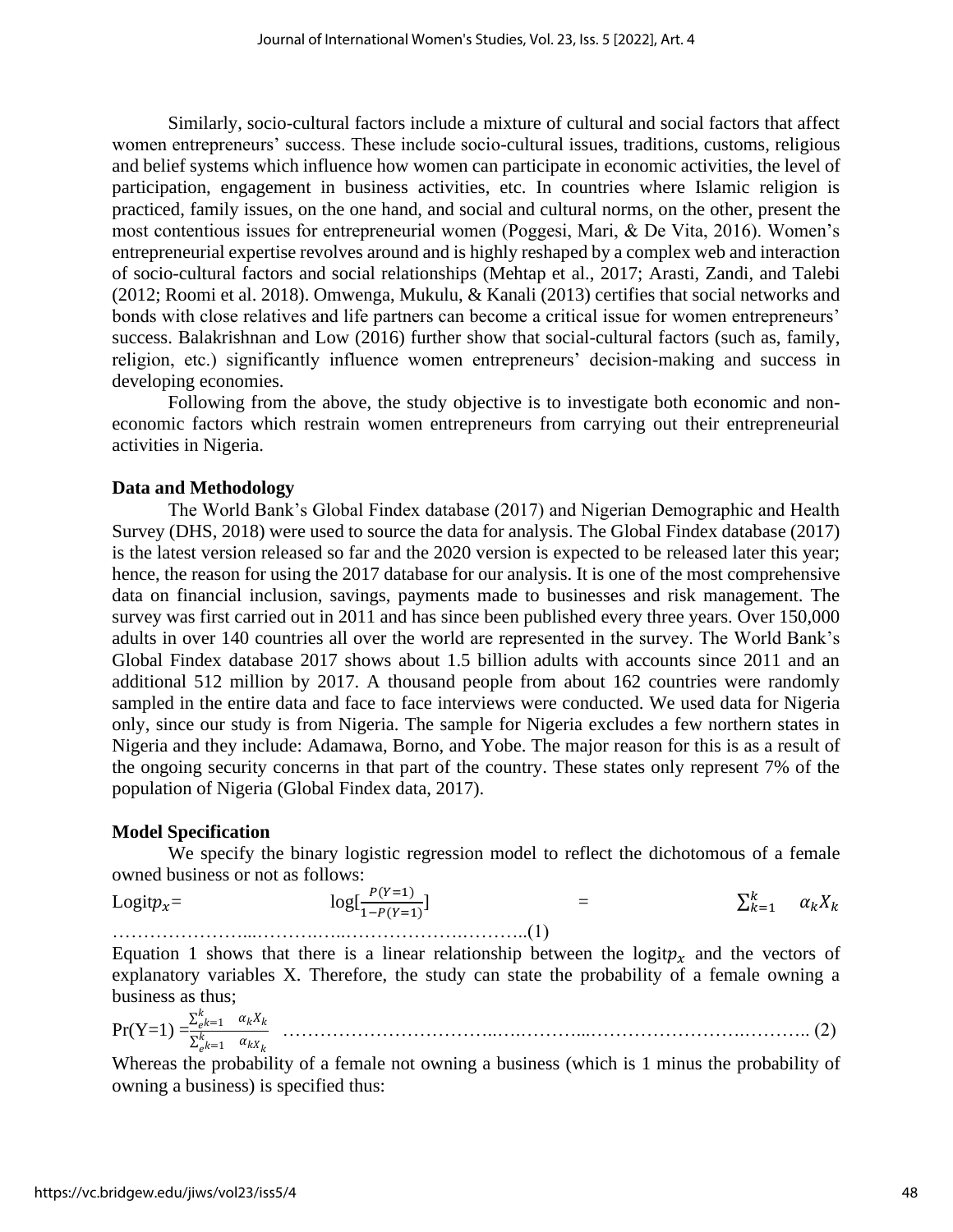Similarly, socio-cultural factors include a mixture of cultural and social factors that affect women entrepreneurs' success. These include socio-cultural issues, traditions, customs, religious and belief systems which influence how women can participate in economic activities, the level of participation, engagement in business activities, etc. In countries where Islamic religion is practiced, family issues, on the one hand, and social and cultural norms, on the other, present the most contentious issues for entrepreneurial women (Poggesi, Mari, & De Vita, 2016). Women's entrepreneurial expertise revolves around and is highly reshaped by a complex web and interaction of socio-cultural factors and social relationships (Mehtap et al., 2017; Arasti, Zandi, and Talebi (2012; Roomi et al. 2018). Omwenga, Mukulu, & Kanali (2013) certifies that social networks and bonds with close relatives and life partners can become a critical issue for women entrepreneurs' success. Balakrishnan and Low (2016) further show that social-cultural factors (such as, family, religion, etc.) significantly influence women entrepreneurs' decision-making and success in developing economies.

Following from the above, the study objective is to investigate both economic and non-economic factors which restrain women entrepreneurs from carrying out their entrepreneurial activities in Nigeria.

## Data and Methodology

The World Bank's Global Findex database (2017) and Nigerian Demographic and Health Survey (DHS, 2018) were used to source the data for analysis. The Global Findex database (2017) is the latest version released so far and the 2020 version is expected to be released later this year; hence, the reason for using the 2017 database for our analysis. It is one of the most comprehensive data on financial inclusion, savings, payments made to businesses and risk management. The survey was first carried out in 2011 and has since been published every three years. Over 150,000 adults in over 140 countries all over the world are represented in the survey. The World Bank's Global Findex database 2017 shows about 1.5 billion adults with accounts since 2011 and an additional 512 million by 2017. A thousand people from about 162 countries were randomly sampled in the entire data and face to face interviews were conducted. We used data for Nigeria only, since our study is from Nigeria. The sample for Nigeria excludes a few northern states in Nigeria and they include: Adamawa, Borno, and Yobe. The major reason for this is as a result of the ongoing security concerns in that part of the country. These states only represent 7% of the population of Nigeria (Global Findex data, 2017).

## Model Specification

We specify the binary logistic regression model to reflect the dichotomous of a female owned business or not as follows:

$$\text{Logit}p_x = \log\left[\frac{P(Y=1)}{1-P(Y=1)}\right] = \sum_{k=1}^{k} \alpha_k X_k \quad \ldots\ldots(1)$$

Equation 1 shows that there is a linear relationship between the logit$p_x$ and the vectors of explanatory variables X. Therefore, the study can state the probability of a female owning a business as thus;

$$\Pr(Y=1) = \frac{\sum_{e}^{k}{}_{k=1} \alpha_k X_k}{\sum_{e}^{k}{}_{k=1} \alpha_{kX_k}} \quad \ldots\ldots(2)$$

Whereas the probability of a female not owning a business (which is 1 minus the probability of owning a business) is specified thus: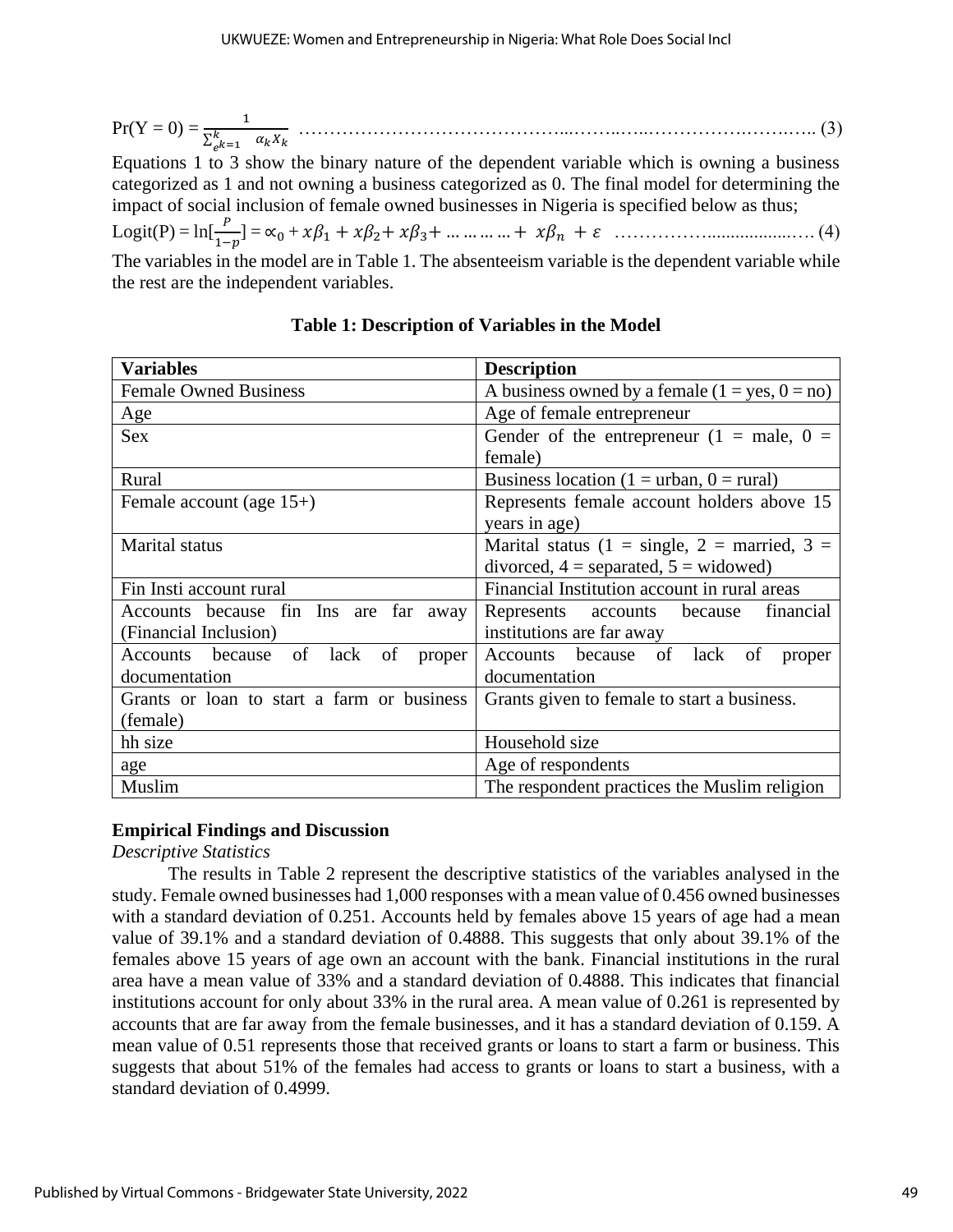$$\Pr(Y = 0) = \frac{1}{\sum_{e^{k=1}}^{k} \alpha_k x_k} \quad \text{………………………………………...……..…..……………….…….…….. (3)}$$

Equations 1 to 3 show the binary nature of the dependent variable which is owning a business categorized as 1 and not owning a business categorized as 0. The final model for determining the impact of social inclusion of female owned businesses in Nigeria is specified below as thus;

$$\text{Logit}(P) = \ln[\frac{P}{1-p}] = \propto_0 + x\beta_1 + x\beta_2 + x\beta_3 + \dots\dots\dots\dots + x\beta_n + \varepsilon \quad \text{……………....................…. (4)}$$

The variables in the model are in Table 1. The absenteeism variable is the dependent variable while the rest are the independent variables.

**Table 1: Description of Variables in the Model**

| Variables | Description |
|---|---|
| Female Owned Business | A business owned by a female (1 = yes, 0 = no) |
| Age | Age of female entrepreneur |
| Sex | Gender of the entrepreneur (1 = male, 0 = female) |
| Rural | Business location (1 = urban, 0 = rural) |
| Female account (age 15+) | Represents female account holders above 15 years in age) |
| Marital status | Marital status (1 = single, 2 = married, 3 = divorced, 4 = separated, 5 = widowed) |
| Fin Insti account rural | Financial Institution account in rural areas |
| Accounts because fin Ins are far away (Financial Inclusion) | Represents accounts because financial institutions are far away |
| Accounts because of lack of proper documentation | Accounts because of lack of proper documentation |
| Grants or loan to start a farm or business (female) | Grants given to female to start a business. |
| hh size | Household size |
| age | Age of respondents |
| Muslim | The respondent practices the Muslim religion |

## Empirical Findings and Discussion

*Descriptive Statistics*

The results in Table 2 represent the descriptive statistics of the variables analysed in the study. Female owned businesses had 1,000 responses with a mean value of 0.456 owned businesses with a standard deviation of 0.251. Accounts held by females above 15 years of age had a mean value of 39.1% and a standard deviation of 0.4888. This suggests that only about 39.1% of the females above 15 years of age own an account with the bank. Financial institutions in the rural area have a mean value of 33% and a standard deviation of 0.4888. This indicates that financial institutions account for only about 33% in the rural area. A mean value of 0.261 is represented by accounts that are far away from the female businesses, and it has a standard deviation of 0.159. A mean value of 0.51 represents those that received grants or loans to start a farm or business. This suggests that about 51% of the females had access to grants or loans to start a business, with a standard deviation of 0.4999.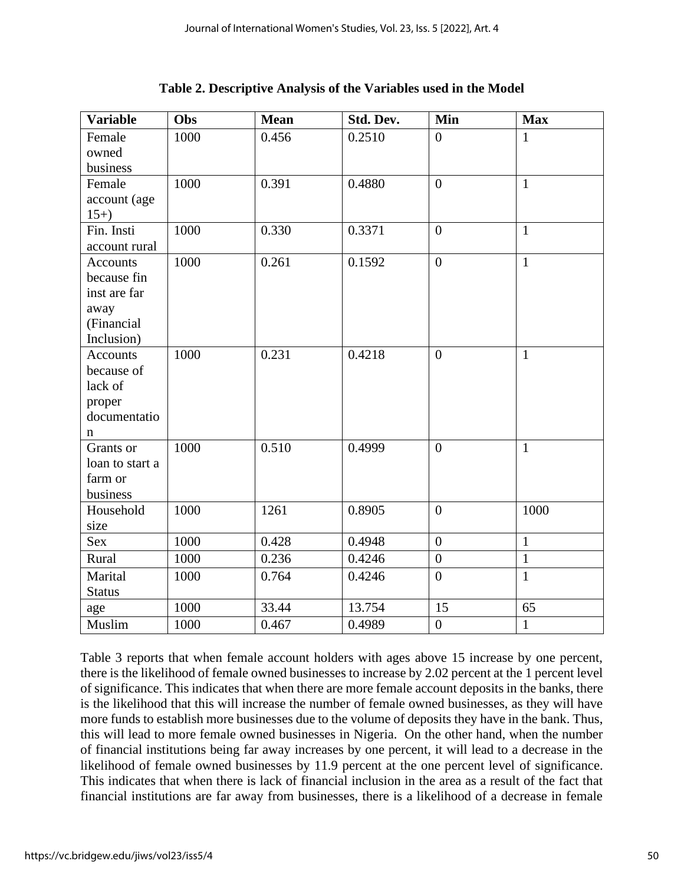**Table 2. Descriptive Analysis of the Variables used in the Model**

| Variable | Obs | Mean | Std. Dev. | Min | Max |
|---|---|---|---|---|---|
| Female owned business | 1000 | 0.456 | 0.2510 | 0 | 1 |
| Female account (age 15+) | 1000 | 0.391 | 0.4880 | 0 | 1 |
| Fin. Insti account rural | 1000 | 0.330 | 0.3371 | 0 | 1 |
| Accounts because fin inst are far away (Financial Inclusion) | 1000 | 0.261 | 0.1592 | 0 | 1 |
| Accounts because of lack of proper documentation | 1000 | 0.231 | 0.4218 | 0 | 1 |
| Grants or loan to start a farm or business | 1000 | 0.510 | 0.4999 | 0 | 1 |
| Household size | 1000 | 1261 | 0.8905 | 0 | 1000 |
| Sex | 1000 | 0.428 | 0.4948 | 0 | 1 |
| Rural | 1000 | 0.236 | 0.4246 | 0 | 1 |
| Marital Status | 1000 | 0.764 | 0.4246 | 0 | 1 |
| age | 1000 | 33.44 | 13.754 | 15 | 65 |
| Muslim | 1000 | 0.467 | 0.4989 | 0 | 1 |

Table 3 reports that when female account holders with ages above 15 increase by one percent, there is the likelihood of female owned businesses to increase by 2.02 percent at the 1 percent level of significance. This indicates that when there are more female account deposits in the banks, there is the likelihood that this will increase the number of female owned businesses, as they will have more funds to establish more businesses due to the volume of deposits they have in the bank. Thus, this will lead to more female owned businesses in Nigeria. On the other hand, when the number of financial institutions being far away increases by one percent, it will lead to a decrease in the likelihood of female owned businesses by 11.9 percent at the one percent level of significance. This indicates that when there is lack of financial inclusion in the area as a result of the fact that financial institutions are far away from businesses, there is a likelihood of a decrease in female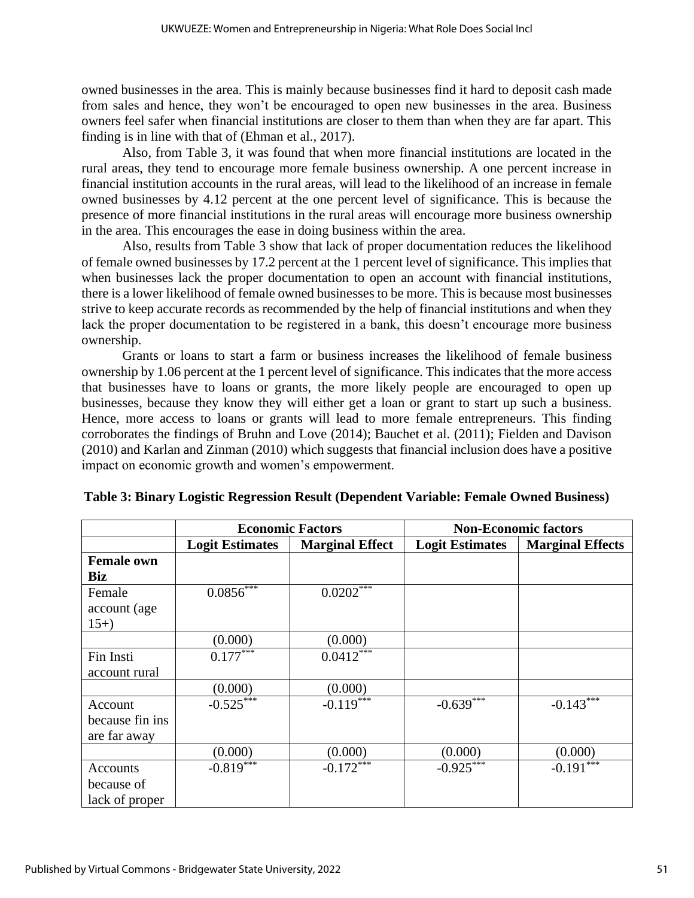owned businesses in the area. This is mainly because businesses find it hard to deposit cash made from sales and hence, they won't be encouraged to open new businesses in the area. Business owners feel safer when financial institutions are closer to them than when they are far apart. This finding is in line with that of (Ehman et al., 2017).

Also, from Table 3, it was found that when more financial institutions are located in the rural areas, they tend to encourage more female business ownership. A one percent increase in financial institution accounts in the rural areas, will lead to the likelihood of an increase in female owned businesses by 4.12 percent at the one percent level of significance. This is because the presence of more financial institutions in the rural areas will encourage more business ownership in the area. This encourages the ease in doing business within the area.

Also, results from Table 3 show that lack of proper documentation reduces the likelihood of female owned businesses by 17.2 percent at the 1 percent level of significance. This implies that when businesses lack the proper documentation to open an account with financial institutions, there is a lower likelihood of female owned businesses to be more. This is because most businesses strive to keep accurate records as recommended by the help of financial institutions and when they lack the proper documentation to be registered in a bank, this doesn't encourage more business ownership.

Grants or loans to start a farm or business increases the likelihood of female business ownership by 1.06 percent at the 1 percent level of significance. This indicates that the more access that businesses have to loans or grants, the more likely people are encouraged to open up businesses, because they know they will either get a loan or grant to start up such a business. Hence, more access to loans or grants will lead to more female entrepreneurs. This finding corroborates the findings of Bruhn and Love (2014); Bauchet et al. (2011); Fielden and Davison (2010) and Karlan and Zinman (2010) which suggests that financial inclusion does have a positive impact on economic growth and women's empowerment.

**Table 3: Binary Logistic Regression Result (Dependent Variable: Female Owned Business)**

| | **Economic Factors** | | **Non-Economic factors** | |
|---|---|---|---|---|
| | **Logit Estimates** | **Marginal Effect** | **Logit Estimates** | **Marginal Effects** |
| **Female own Biz** | | | | |
| Female account (age 15+) | 0.0856*** | 0.0202*** | | |
| | (0.000) | (0.000) | | |
| Fin Insti account rural | 0.177*** | 0.0412*** | | |
| | (0.000) | (0.000) | | |
| Account because fin ins are far away | -0.525*** | -0.119*** | -0.639*** | -0.143*** |
| | (0.000) | (0.000) | (0.000) | (0.000) |
| Accounts because of lack of proper | -0.819*** | -0.172*** | -0.925*** | -0.191*** |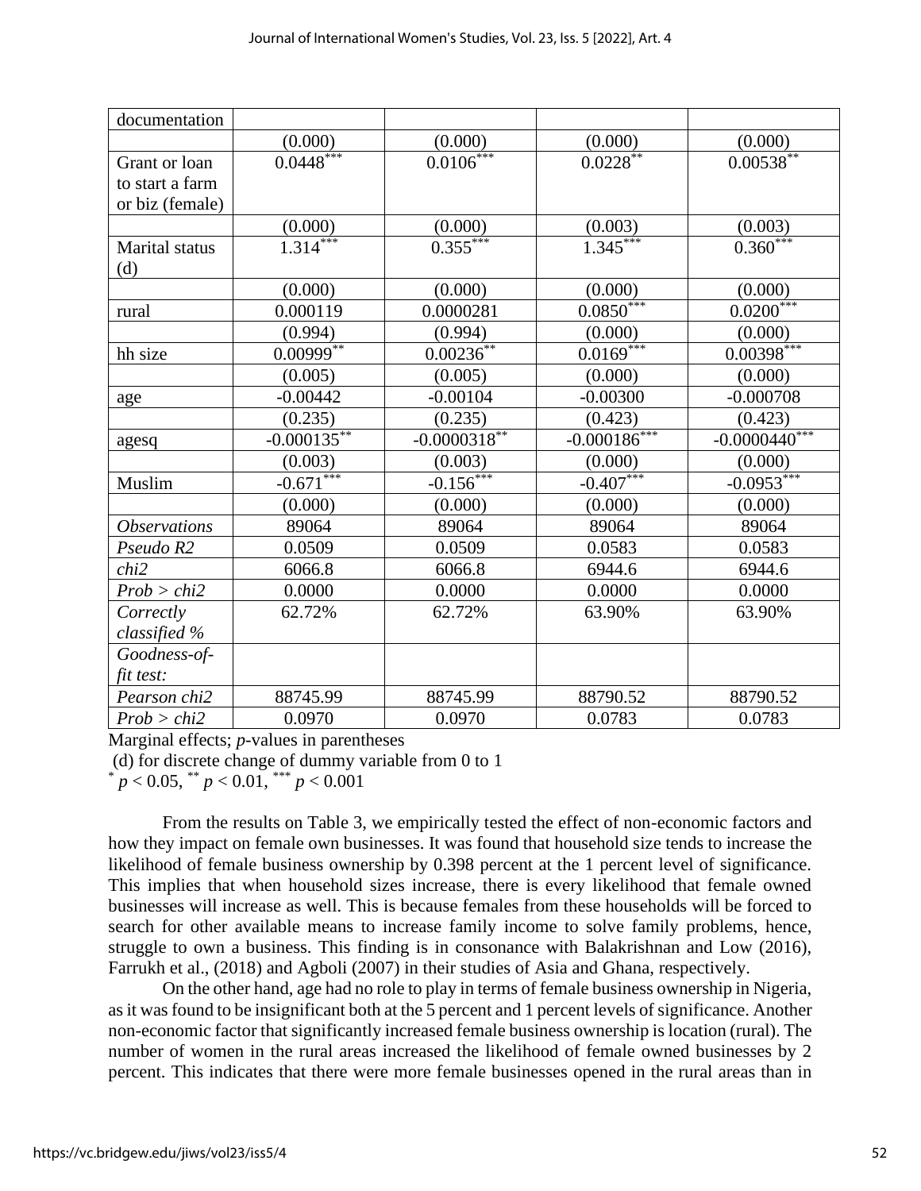| documentation | | | | |
|---|---|---|---|---|
| | (0.000) | (0.000) | (0.000) | (0.000) |
| Grant or loan to start a farm or biz (female) | $0.0448^{***}$ | $0.0106^{***}$ | $0.0228^{**}$ | $0.00538^{**}$ |
| | (0.000) | (0.000) | (0.003) | (0.003) |
| Marital status (d) | $1.314^{***}$ | $0.355^{***}$ | $1.345^{***}$ | $0.360^{***}$ |
| | (0.000) | (0.000) | (0.000) | (0.000) |
| rural | 0.000119 | 0.0000281 | $0.0850^{***}$ | $0.0200^{***}$ |
| | (0.994) | (0.994) | (0.000) | (0.000) |
| hh size | $0.00999^{**}$ | $0.00236^{**}$ | $0.0169^{***}$ | $0.00398^{***}$ |
| | (0.005) | (0.005) | (0.000) | (0.000) |
| age | -0.00442 | -0.00104 | -0.00300 | -0.000708 |
| | (0.235) | (0.235) | (0.423) | (0.423) |
| agesq | $-0.000135^{**}$ | $-0.0000318^{**}$ | $-0.000186^{***}$ | $-0.0000440^{***}$ |
| | (0.003) | (0.003) | (0.000) | (0.000) |
| Muslim | $-0.671^{***}$ | $-0.156^{***}$ | $-0.407^{***}$ | $-0.0953^{***}$ |
| | (0.000) | (0.000) | (0.000) | (0.000) |
| *Observations* | 89064 | 89064 | 89064 | 89064 |
| *Pseudo R2* | 0.0509 | 0.0509 | 0.0583 | 0.0583 |
| *chi2* | 6066.8 | 6066.8 | 6944.6 | 6944.6 |
| *Prob > chi2* | 0.0000 | 0.0000 | 0.0000 | 0.0000 |
| *Correctly classified %* | 62.72% | 62.72% | 63.90% | 63.90% |
| *Goodness-of-fit test:* | | | | |
| *Pearson chi2* | 88745.99 | 88745.99 | 88790.52 | 88790.52 |
| *Prob > chi2* | 0.0970 | 0.0970 | 0.0783 | 0.0783 |

Marginal effects; *p*-values in parentheses

(d) for discrete change of dummy variable from 0 to 1

$^{*}$ $p < 0.05$, $^{**}$ $p < 0.01$, $^{***}$ $p < 0.001$

From the results on Table 3, we empirically tested the effect of non-economic factors and how they impact on female own businesses. It was found that household size tends to increase the likelihood of female business ownership by 0.398 percent at the 1 percent level of significance. This implies that when household sizes increase, there is every likelihood that female owned businesses will increase as well. This is because females from these households will be forced to search for other available means to increase family income to solve family problems, hence, struggle to own a business. This finding is in consonance with Balakrishnan and Low (2016), Farrukh et al., (2018) and Agboli (2007) in their studies of Asia and Ghana, respectively.

On the other hand, age had no role to play in terms of female business ownership in Nigeria, as it was found to be insignificant both at the 5 percent and 1 percent levels of significance. Another non-economic factor that significantly increased female business ownership is location (rural). The number of women in the rural areas increased the likelihood of female owned businesses by 2 percent. This indicates that there were more female businesses opened in the rural areas than in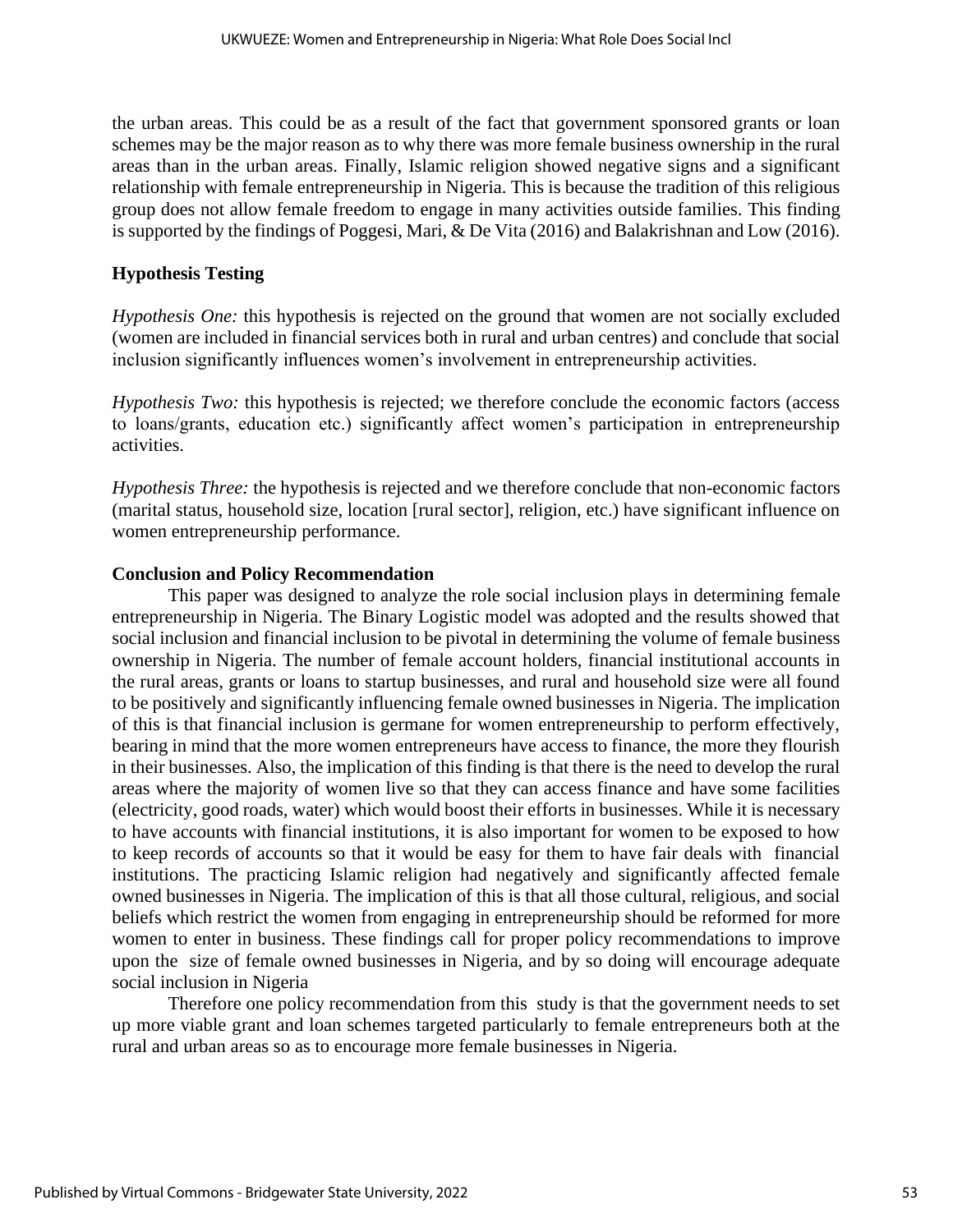the urban areas. This could be as a result of the fact that government sponsored grants or loan schemes may be the major reason as to why there was more female business ownership in the rural areas than in the urban areas. Finally, Islamic religion showed negative signs and a significant relationship with female entrepreneurship in Nigeria. This is because the tradition of this religious group does not allow female freedom to engage in many activities outside families. This finding is supported by the findings of Poggesi, Mari, & De Vita (2016) and Balakrishnan and Low (2016).

### Hypothesis Testing

*Hypothesis One:* this hypothesis is rejected on the ground that women are not socially excluded (women are included in financial services both in rural and urban centres) and conclude that social inclusion significantly influences women's involvement in entrepreneurship activities.

*Hypothesis Two:* this hypothesis is rejected; we therefore conclude the economic factors (access to loans/grants, education etc.) significantly affect women's participation in entrepreneurship activities.

*Hypothesis Three:* the hypothesis is rejected and we therefore conclude that non-economic factors (marital status, household size, location [rural sector], religion, etc.) have significant influence on women entrepreneurship performance.

### Conclusion and Policy Recommendation

This paper was designed to analyze the role social inclusion plays in determining female entrepreneurship in Nigeria. The Binary Logistic model was adopted and the results showed that social inclusion and financial inclusion to be pivotal in determining the volume of female business ownership in Nigeria. The number of female account holders, financial institutional accounts in the rural areas, grants or loans to startup businesses, and rural and household size were all found to be positively and significantly influencing female owned businesses in Nigeria. The implication of this is that financial inclusion is germane for women entrepreneurship to perform effectively, bearing in mind that the more women entrepreneurs have access to finance, the more they flourish in their businesses. Also, the implication of this finding is that there is the need to develop the rural areas where the majority of women live so that they can access finance and have some facilities (electricity, good roads, water) which would boost their efforts in businesses. While it is necessary to have accounts with financial institutions, it is also important for women to be exposed to how to keep records of accounts so that it would be easy for them to have fair deals with financial institutions. The practicing Islamic religion had negatively and significantly affected female owned businesses in Nigeria. The implication of this is that all those cultural, religious, and social beliefs which restrict the women from engaging in entrepreneurship should be reformed for more women to enter in business. These findings call for proper policy recommendations to improve upon the size of female owned businesses in Nigeria, and by so doing will encourage adequate social inclusion in Nigeria

Therefore one policy recommendation from this study is that the government needs to set up more viable grant and loan schemes targeted particularly to female entrepreneurs both at the rural and urban areas so as to encourage more female businesses in Nigeria.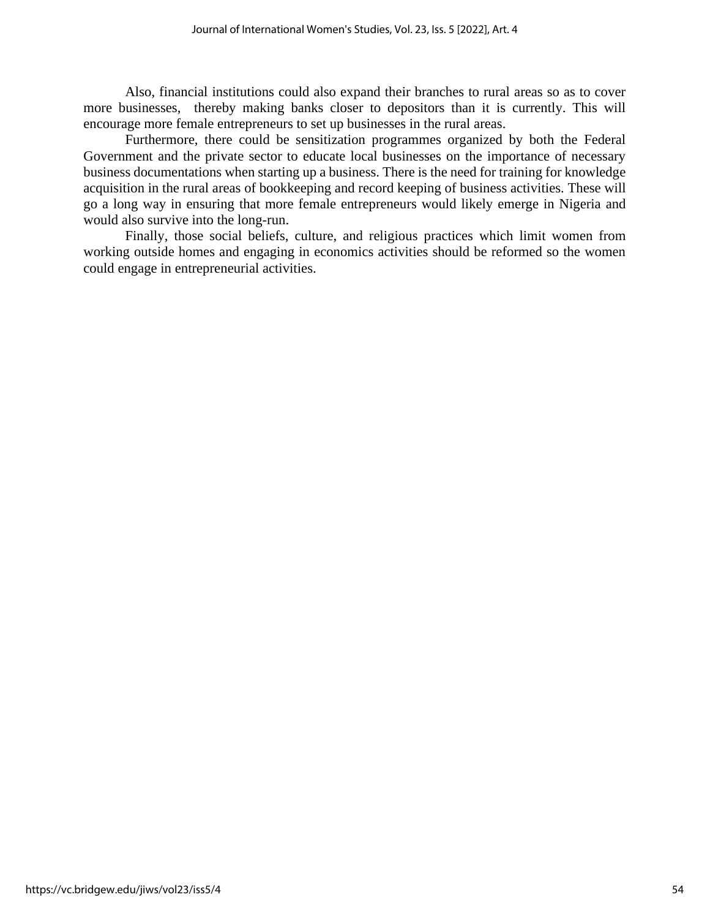Also, financial institutions could also expand their branches to rural areas so as to cover more businesses, thereby making banks closer to depositors than it is currently. This will encourage more female entrepreneurs to set up businesses in the rural areas.

Furthermore, there could be sensitization programmes organized by both the Federal Government and the private sector to educate local businesses on the importance of necessary business documentations when starting up a business. There is the need for training for knowledge acquisition in the rural areas of bookkeeping and record keeping of business activities. These will go a long way in ensuring that more female entrepreneurs would likely emerge in Nigeria and would also survive into the long-run.

Finally, those social beliefs, culture, and religious practices which limit women from working outside homes and engaging in economics activities should be reformed so the women could engage in entrepreneurial activities.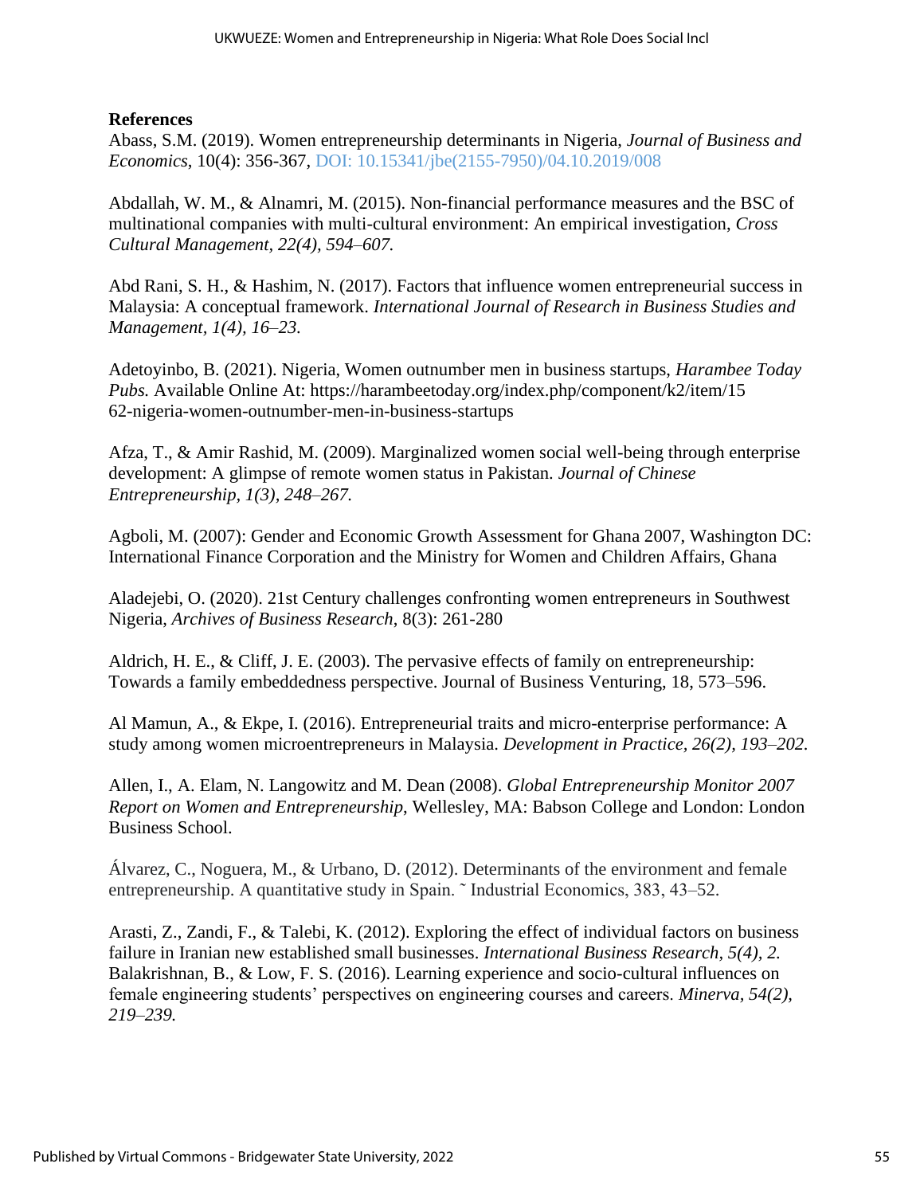**References**

Abass, S.M. (2019). Women entrepreneurship determinants in Nigeria, *Journal of Business and Economics*, 10(4): 356-367, DOI: 10.15341/jbe(2155-7950)/04.10.2019/008

Abdallah, W. M., & Alnamri, M. (2015). Non-financial performance measures and the BSC of multinational companies with multi-cultural environment: An empirical investigation, *Cross Cultural Management, 22(4), 594–607.*

Abd Rani, S. H., & Hashim, N. (2017). Factors that influence women entrepreneurial success in Malaysia: A conceptual framework. *International Journal of Research in Business Studies and Management, 1(4), 16–23.*

Adetoyinbo, B. (2021). Nigeria, Women outnumber men in business startups, *Harambee Today Pubs.* Available Online At: https://harambeetoday.org/index.php/component/k2/item/1562-nigeria-women-outnumber-men-in-business-startups

Afza, T., & Amir Rashid, M. (2009). Marginalized women social well-being through enterprise development: A glimpse of remote women status in Pakistan. *Journal of Chinese Entrepreneurship, 1(3), 248–267.*

Agboli, M. (2007): Gender and Economic Growth Assessment for Ghana 2007, Washington DC: International Finance Corporation and the Ministry for Women and Children Affairs, Ghana

Aladejebi, O. (2020). 21st Century challenges confronting women entrepreneurs in Southwest Nigeria, *Archives of Business Research*, 8(3): 261-280

Aldrich, H. E., & Cliff, J. E. (2003). The pervasive effects of family on entrepreneurship: Towards a family embeddedness perspective. Journal of Business Venturing, 18, 573–596.

Al Mamun, A., & Ekpe, I. (2016). Entrepreneurial traits and micro-enterprise performance: A study among women microentrepreneurs in Malaysia. *Development in Practice, 26(2), 193–202.*

Allen, I., A. Elam, N. Langowitz and M. Dean (2008). *Global Entrepreneurship Monitor 2007 Report on Women and Entrepreneurship*, Wellesley, MA: Babson College and London: London Business School.

Álvarez, C., Noguera, M., & Urbano, D. (2012). Determinants of the environment and female entrepreneurship. A quantitative study in Spain. ˜ Industrial Economics, 383, 43–52.

Arasti, Z., Zandi, F., & Talebi, K. (2012). Exploring the effect of individual factors on business failure in Iranian new established small businesses. *International Business Research, 5(4), 2.*

Balakrishnan, B., & Low, F. S. (2016). Learning experience and socio-cultural influences on female engineering students' perspectives on engineering courses and careers. *Minerva, 54(2), 219–239.*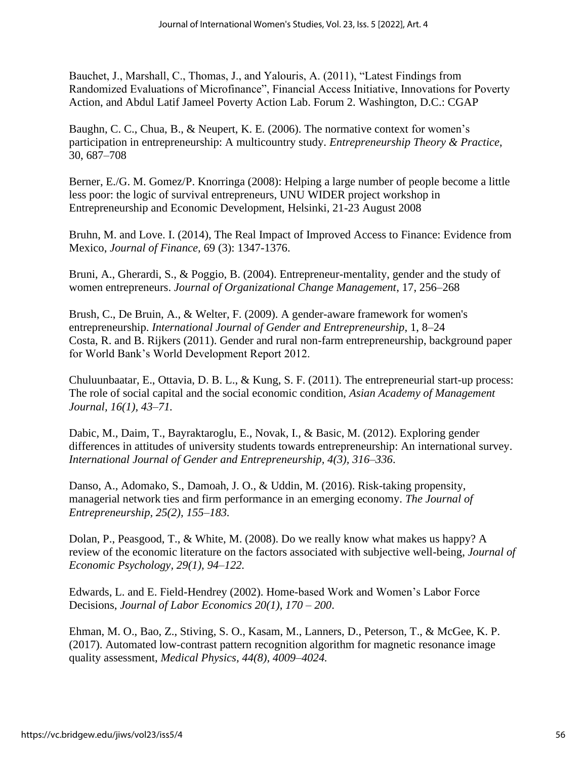Bauchet, J., Marshall, C., Thomas, J., and Yalouris, A. (2011), "Latest Findings from Randomized Evaluations of Microfinance", Financial Access Initiative, Innovations for Poverty Action, and Abdul Latif Jameel Poverty Action Lab. Forum 2. Washington, D.C.: CGAP

Baughn, C. C., Chua, B., & Neupert, K. E. (2006). The normative context for women's participation in entrepreneurship: A multicountry study. *Entrepreneurship Theory & Practice*, 30, 687–708

Berner, E./G. M. Gomez/P. Knorringa (2008): Helping a large number of people become a little less poor: the logic of survival entrepreneurs, UNU WIDER project workshop in Entrepreneurship and Economic Development, Helsinki, 21-23 August 2008

Bruhn, M. and Love. I. (2014), The Real Impact of Improved Access to Finance: Evidence from Mexico, *Journal of Finance*, 69 (3): 1347-1376.

Bruni, A., Gherardi, S., & Poggio, B. (2004). Entrepreneur-mentality, gender and the study of women entrepreneurs. *Journal of Organizational Change Management*, 17, 256–268

Brush, C., De Bruin, A., & Welter, F. (2009). A gender-aware framework for women's entrepreneurship. *International Journal of Gender and Entrepreneurship*, 1, 8–24
Costa, R. and B. Rijkers (2011). Gender and rural non-farm entrepreneurship, background paper for World Bank's World Development Report 2012.

Chuluunbaatar, E., Ottavia, D. B. L., & Kung, S. F. (2011). The entrepreneurial start-up process: The role of social capital and the social economic condition, *Asian Academy of Management Journal, 16(1), 43–71.*

Dabic, M., Daim, T., Bayraktaroglu, E., Novak, I., & Basic, M. (2012). Exploring gender differences in attitudes of university students towards entrepreneurship: An international survey. *International Journal of Gender and Entrepreneurship, 4(3), 316–336*.

Danso, A., Adomako, S., Damoah, J. O., & Uddin, M. (2016). Risk-taking propensity, managerial network ties and firm performance in an emerging economy. *The Journal of Entrepreneurship, 25(2), 155–183.*

Dolan, P., Peasgood, T., & White, M. (2008). Do we really know what makes us happy? A review of the economic literature on the factors associated with subjective well-being, *Journal of Economic Psychology, 29(1), 94–122.*

Edwards, L. and E. Field-Hendrey (2002). Home-based Work and Women's Labor Force Decisions, *Journal of Labor Economics 20(1), 170 – 200*.

Ehman, M. O., Bao, Z., Stiving, S. O., Kasam, M., Lanners, D., Peterson, T., & McGee, K. P. (2017). Automated low-contrast pattern recognition algorithm for magnetic resonance image quality assessment, *Medical Physics, 44(8), 4009–4024.*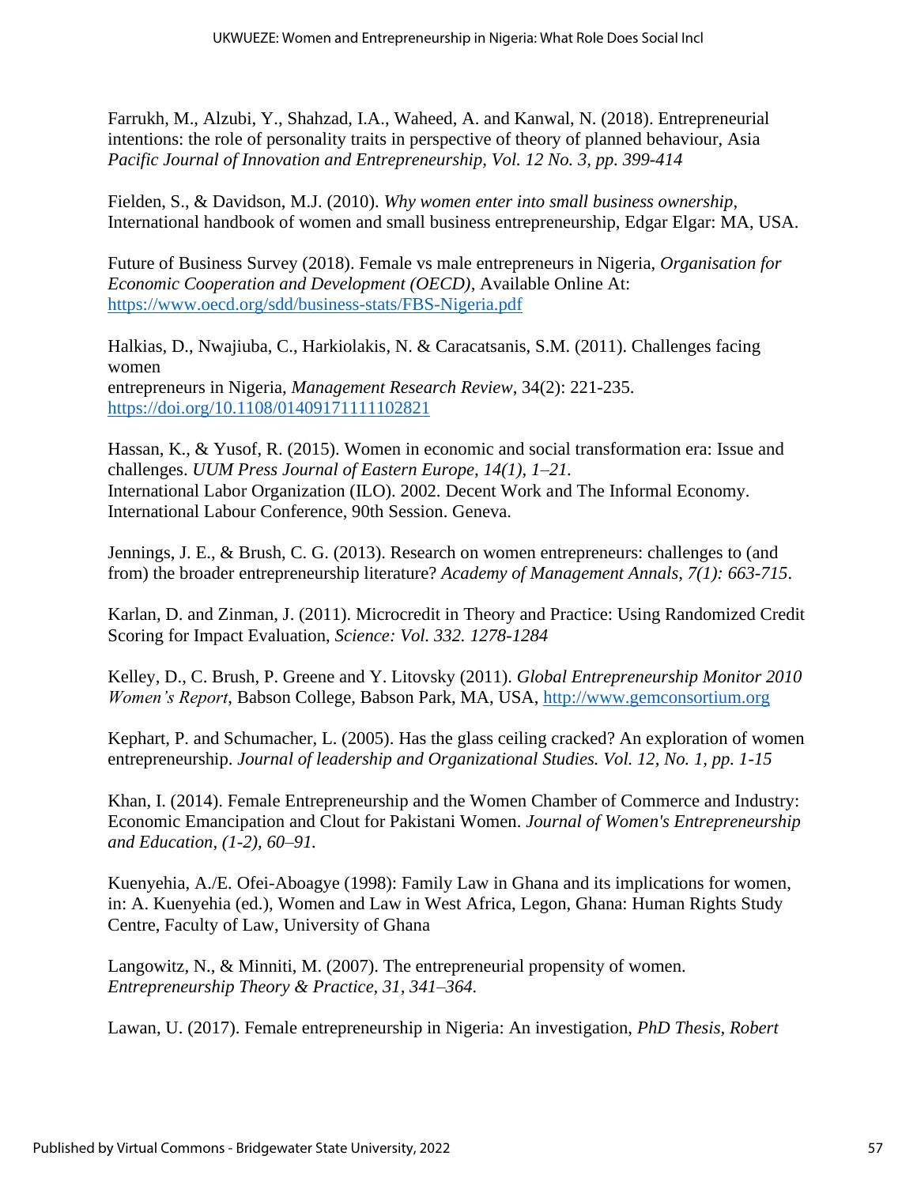Farrukh, M., Alzubi, Y., Shahzad, I.A., Waheed, A. and Kanwal, N. (2018). Entrepreneurial intentions: the role of personality traits in perspective of theory of planned behaviour, Asia *Pacific Journal of Innovation and Entrepreneurship, Vol. 12 No. 3, pp. 399-414*

Fielden, S., & Davidson, M.J. (2010). *Why women enter into small business ownership*, International handbook of women and small business entrepreneurship, Edgar Elgar: MA, USA.

Future of Business Survey (2018). Female vs male entrepreneurs in Nigeria, *Organisation for Economic Cooperation and Development (OECD)*, Available Online At: https://www.oecd.org/sdd/business-stats/FBS-Nigeria.pdf

Halkias, D., Nwajiuba, C., Harkiolakis, N. & Caracatsanis, S.M. (2011). Challenges facing women
entrepreneurs in Nigeria, *Management Research Review*, 34(2): 221-235. https://doi.org/10.1108/01409171111102821

Hassan, K., & Yusof, R. (2015). Women in economic and social transformation era: Issue and challenges. *UUM Press Journal of Eastern Europe, 14(1), 1–21.*
International Labor Organization (ILO). 2002. Decent Work and The Informal Economy. International Labour Conference, 90th Session. Geneva.

Jennings, J. E., & Brush, C. G. (2013). Research on women entrepreneurs: challenges to (and from) the broader entrepreneurship literature? *Academy of Management Annals, 7(1): 663-715*.

Karlan, D. and Zinman, J. (2011). Microcredit in Theory and Practice: Using Randomized Credit Scoring for Impact Evaluation, *Science: Vol. 332. 1278-1284*

Kelley, D., C. Brush, P. Greene and Y. Litovsky (2011). *Global Entrepreneurship Monitor 2010 Women's Report*, Babson College, Babson Park, MA, USA, http://www.gemconsortium.org

Kephart, P. and Schumacher, L. (2005). Has the glass ceiling cracked? An exploration of women entrepreneurship. *Journal of leadership and Organizational Studies. Vol. 12, No. 1, pp. 1-15*

Khan, I. (2014). Female Entrepreneurship and the Women Chamber of Commerce and Industry: Economic Emancipation and Clout for Pakistani Women. *Journal of Women's Entrepreneurship and Education, (1-2), 60–91.*

Kuenyehia, A./E. Ofei-Aboagye (1998): Family Law in Ghana and its implications for women, in: A. Kuenyehia (ed.), Women and Law in West Africa, Legon, Ghana: Human Rights Study Centre, Faculty of Law, University of Ghana

Langowitz, N., & Minniti, M. (2007). The entrepreneurial propensity of women. *Entrepreneurship Theory & Practice, 31, 341–364.*

Lawan, U. (2017). Female entrepreneurship in Nigeria: An investigation, *PhD Thesis, Robert*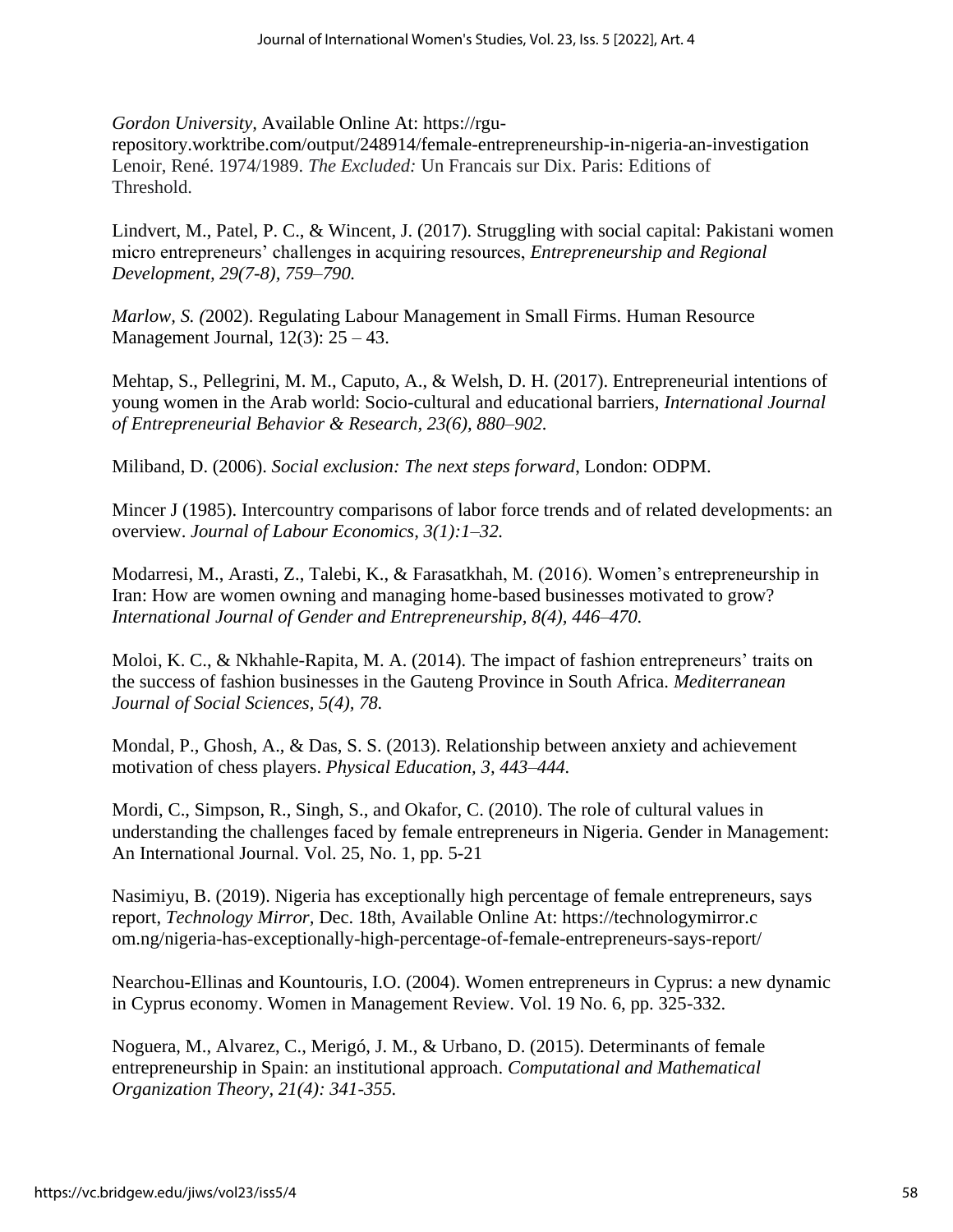*Gordon University*, Available Online At: https://rgu-repository.worktribe.com/output/248914/female-entrepreneurship-in-nigeria-an-investigation
Lenoir, René. 1974/1989. *The Excluded:* Un Francais sur Dix. Paris: Editions of Threshold.

Lindvert, M., Patel, P. C., & Wincent, J. (2017). Struggling with social capital: Pakistani women micro entrepreneurs' challenges in acquiring resources, *Entrepreneurship and Regional Development, 29(7-8), 759–790.*

*Marlow, S. (*2002). Regulating Labour Management in Small Firms. Human Resource Management Journal, 12(3): 25 – 43.

Mehtap, S., Pellegrini, M. M., Caputo, A., & Welsh, D. H. (2017). Entrepreneurial intentions of young women in the Arab world: Socio-cultural and educational barriers, *International Journal of Entrepreneurial Behavior & Research, 23(6), 880–902.*

Miliband, D. (2006). *Social exclusion: The next steps forward*, London: ODPM.

Mincer J (1985). Intercountry comparisons of labor force trends and of related developments: an overview. *Journal of Labour Economics, 3(1):1–32.*

Modarresi, M., Arasti, Z., Talebi, K., & Farasatkhah, M. (2016). Women's entrepreneurship in Iran: How are women owning and managing home-based businesses motivated to grow? *International Journal of Gender and Entrepreneurship, 8(4), 446–470.*

Moloi, K. C., & Nkhahle-Rapita, M. A. (2014). The impact of fashion entrepreneurs' traits on the success of fashion businesses in the Gauteng Province in South Africa. *Mediterranean Journal of Social Sciences, 5(4), 78.*

Mondal, P., Ghosh, A., & Das, S. S. (2013). Relationship between anxiety and achievement motivation of chess players. *Physical Education, 3, 443–444.*

Mordi, C., Simpson, R., Singh, S., and Okafor, C. (2010). The role of cultural values in understanding the challenges faced by female entrepreneurs in Nigeria. Gender in Management: An International Journal. Vol. 25, No. 1, pp. 5-21

Nasimiyu, B. (2019). Nigeria has exceptionally high percentage of female entrepreneurs, says report, *Technology Mirror,* Dec. 18th, Available Online At: https://technologymirror.com.ng/nigeria-has-exceptionally-high-percentage-of-female-entrepreneurs-says-report/

Nearchou-Ellinas and Kountouris, I.O. (2004). Women entrepreneurs in Cyprus: a new dynamic in Cyprus economy. Women in Management Review. Vol. 19 No. 6, pp. 325-332.

Noguera, M., Alvarez, C., Merigó, J. M., & Urbano, D. (2015). Determinants of female entrepreneurship in Spain: an institutional approach. *Computational and Mathematical Organization Theory, 21(4): 341-355.*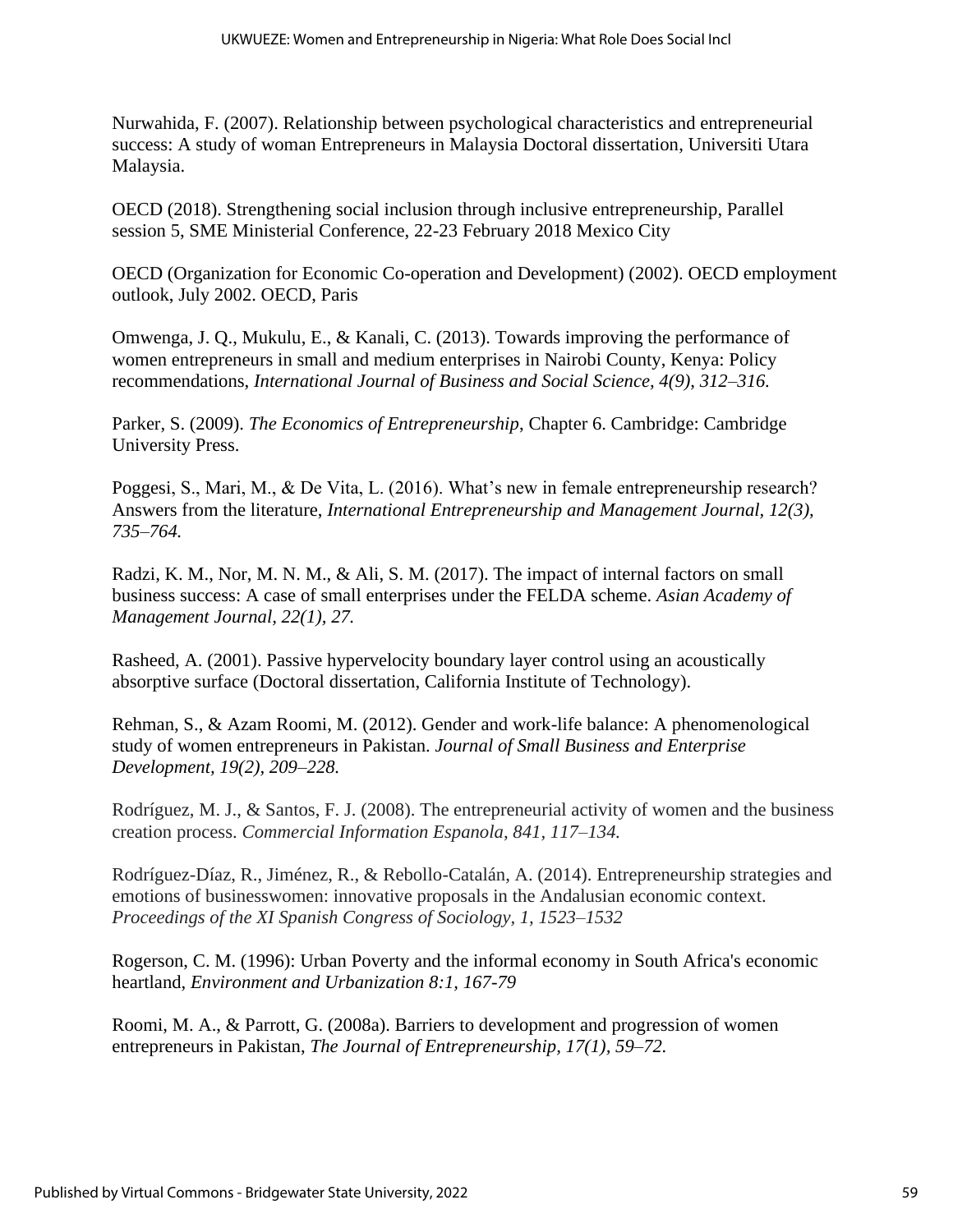Nurwahida, F. (2007). Relationship between psychological characteristics and entrepreneurial success: A study of woman Entrepreneurs in Malaysia Doctoral dissertation, Universiti Utara Malaysia.

OECD (2018). Strengthening social inclusion through inclusive entrepreneurship, Parallel session 5, SME Ministerial Conference, 22-23 February 2018 Mexico City

OECD (Organization for Economic Co-operation and Development) (2002). OECD employment outlook, July 2002. OECD, Paris

Omwenga, J. Q., Mukulu, E., & Kanali, C. (2013). Towards improving the performance of women entrepreneurs in small and medium enterprises in Nairobi County, Kenya: Policy recommendations, *International Journal of Business and Social Science, 4(9), 312–316.*

Parker, S. (2009). *The Economics of Entrepreneurship*, Chapter 6. Cambridge: Cambridge University Press.

Poggesi, S., Mari, M., & De Vita, L. (2016). What's new in female entrepreneurship research? Answers from the literature, *International Entrepreneurship and Management Journal, 12(3), 735–764.*

Radzi, K. M., Nor, M. N. M., & Ali, S. M. (2017). The impact of internal factors on small business success: A case of small enterprises under the FELDA scheme. *Asian Academy of Management Journal, 22(1), 27.*

Rasheed, A. (2001). Passive hypervelocity boundary layer control using an acoustically absorptive surface (Doctoral dissertation, California Institute of Technology).

Rehman, S., & Azam Roomi, M. (2012). Gender and work-life balance: A phenomenological study of women entrepreneurs in Pakistan. *Journal of Small Business and Enterprise Development, 19(2), 209–228.*

Rodríguez, M. J., & Santos, F. J. (2008). The entrepreneurial activity of women and the business creation process. *Commercial Information Espanola, 841, 117–134.*

Rodríguez-Díaz, R., Jiménez, R., & Rebollo-Catalán, A. (2014). Entrepreneurship strategies and emotions of businesswomen: innovative proposals in the Andalusian economic context. *Proceedings of the XI Spanish Congress of Sociology, 1, 1523–1532*

Rogerson, C. M. (1996): Urban Poverty and the informal economy in South Africa's economic heartland, *Environment and Urbanization 8:1, 167-79*

Roomi, M. A., & Parrott, G. (2008a). Barriers to development and progression of women entrepreneurs in Pakistan, *The Journal of Entrepreneurship, 17(1), 59–72.*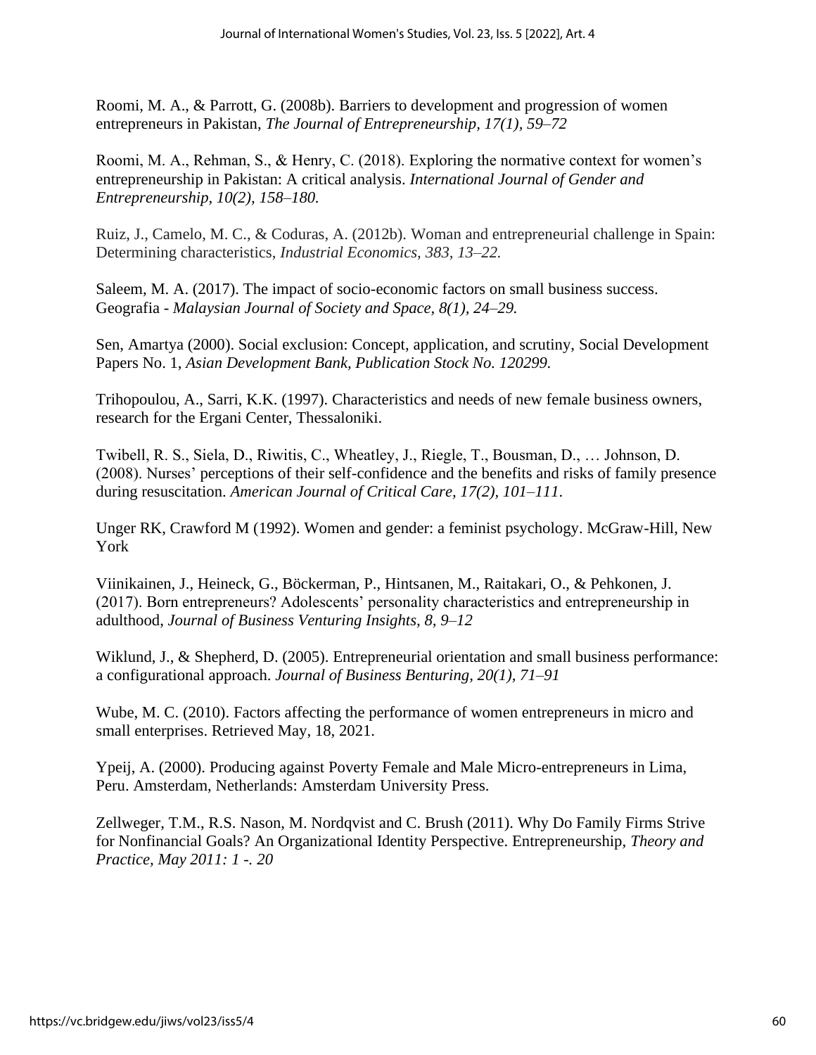Roomi, M. A., & Parrott, G. (2008b). Barriers to development and progression of women entrepreneurs in Pakistan, *The Journal of Entrepreneurship, 17(1), 59–72*

Roomi, M. A., Rehman, S., & Henry, C. (2018). Exploring the normative context for women's entrepreneurship in Pakistan: A critical analysis. *International Journal of Gender and Entrepreneurship, 10(2), 158–180.*

Ruiz, J., Camelo, M. C., & Coduras, A. (2012b). Woman and entrepreneurial challenge in Spain: Determining characteristics, *Industrial Economics, 383, 13–22.*

Saleem, M. A. (2017). The impact of socio-economic factors on small business success. Geografia - *Malaysian Journal of Society and Space, 8(1), 24–29.*

Sen, Amartya (2000). Social exclusion: Concept, application, and scrutiny, Social Development Papers No. 1, *Asian Development Bank, Publication Stock No. 120299.*

Trihopoulou, A., Sarri, K.K. (1997). Characteristics and needs of new female business owners, research for the Ergani Center, Thessaloniki.

Twibell, R. S., Siela, D., Riwitis, C., Wheatley, J., Riegle, T., Bousman, D., … Johnson, D. (2008). Nurses' perceptions of their self-confidence and the benefits and risks of family presence during resuscitation. *American Journal of Critical Care, 17(2), 101–111*.

Unger RK, Crawford M (1992). Women and gender: a feminist psychology. McGraw-Hill, New York

Viinikainen, J., Heineck, G., Böckerman, P., Hintsanen, M., Raitakari, O., & Pehkonen, J. (2017). Born entrepreneurs? Adolescents' personality characteristics and entrepreneurship in adulthood, *Journal of Business Venturing Insights, 8, 9–12*

Wiklund, J., & Shepherd, D. (2005). Entrepreneurial orientation and small business performance: a configurational approach. *Journal of Business Benturing, 20(1), 71–91*

Wube, M. C. (2010). Factors affecting the performance of women entrepreneurs in micro and small enterprises. Retrieved May, 18, 2021.

Ypeij, A. (2000). Producing against Poverty Female and Male Micro-entrepreneurs in Lima, Peru. Amsterdam, Netherlands: Amsterdam University Press.

Zellweger, T.M., R.S. Nason, M. Nordqvist and C. Brush (2011). Why Do Family Firms Strive for Nonfinancial Goals? An Organizational Identity Perspective. Entrepreneurship, *Theory and Practice, May 2011: 1 -. 20*